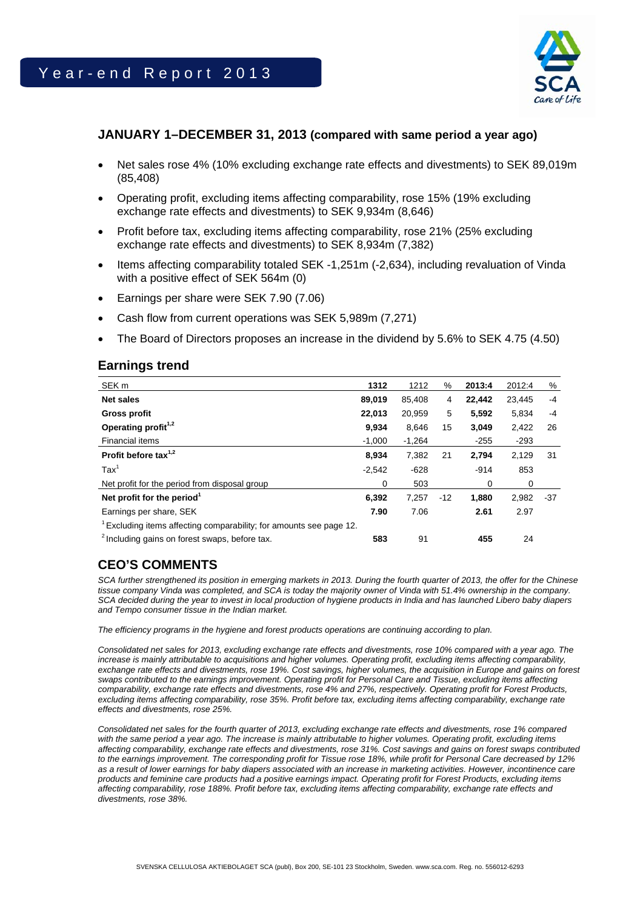Year-end Report 2013

## JANUARY 1–DECEMBER 31, 2013 (compared with same period a year ago)

- Net sales rose 4% (10% excluding exchange rate effects and divestments) to SEK 89,019m (85,408)
- Operating profit, excluding items affecting comparability, rose 15% (19% excluding exchange rate effects and divestments) to SEK 9,934m (8,646)
- Profit before tax, excluding items affecting comparability, rose 21% (25% excluding exchange rate effects and divestments) to SEK 8,934m (7,382)
- Items affecting comparability totaled SEK -1,251m (-2,634), including revaluation of Vinda with a positive effect of SEK 564m (0)
- Earnings per share were SEK 7.90 (7.06)
- Cash flow from current operations was SEK 5,989m (7,271)
- The Board of Directors proposes an increase in the dividend by 5.6% to SEK 4.75 (4.50)

## Earnings trend

| SEK m | 1312 | 1212 | % | 2013:4 | 2012:4 | % |
|---|---|---|---|---|---|---|
| **Net sales** | **89,019** | 85,408 | 4 | **22,442** | 23,445 | -4 |
| **Gross profit** | **22,013** | 20,959 | 5 | **5,592** | 5,834 | -4 |
| **Operating profit**[1,2] | **9,934** | 8,646 | 15 | **3,049** | 2,422 | 26 |
| Financial items | -1,000 | -1,264 | | -255 | -293 | |
| **Profit before tax**[1,2] | **8,934** | 7,382 | 21 | **2,794** | 2,129 | 31 |
| Tax[1] | -2,542 | -628 | | -914 | 853 | |
| Net profit for the period from disposal group | 0 | 503 | | 0 | 0 | |
| **Net profit for the period**[1] | **6,392** | 7,257 | -12 | **1,880** | 2,982 | -37 |
| Earnings per share, SEK | **7.90** | 7.06 | | **2.61** | 2.97 | |
| [1] Excluding items affecting comparability; for amounts see page 12. | | | | | | |
| [2] Including gains on forest swaps, before tax. | **583** | 91 | | **455** | 24 | |

## CEO'S COMMENTS

*SCA further strengthened its position in emerging markets in 2013. During the fourth quarter of 2013, the offer for the Chinese tissue company Vinda was completed, and SCA is today the majority owner of Vinda with 51.4% ownership in the company. SCA decided during the year to invest in local production of hygiene products in India and has launched Libero baby diapers and Tempo consumer tissue in the Indian market.*

*The efficiency programs in the hygiene and forest products operations are continuing according to plan.*

*Consolidated net sales for 2013, excluding exchange rate effects and divestments, rose 10% compared with a year ago. The increase is mainly attributable to acquisitions and higher volumes. Operating profit, excluding items affecting comparability, exchange rate effects and divestments, rose 19%. Cost savings, higher volumes, the acquisition in Europe and gains on forest swaps contributed to the earnings improvement. Operating profit for Personal Care and Tissue, excluding items affecting comparability, exchange rate effects and divestments, rose 4% and 27%, respectively. Operating profit for Forest Products, excluding items affecting comparability, rose 35%. Profit before tax, excluding items affecting comparability, exchange rate effects and divestments, rose 25%.*

*Consolidated net sales for the fourth quarter of 2013, excluding exchange rate effects and divestments, rose 1% compared with the same period a year ago. The increase is mainly attributable to higher volumes. Operating profit, excluding items affecting comparability, exchange rate effects and divestments, rose 31%. Cost savings and gains on forest swaps contributed to the earnings improvement. The corresponding profit for Tissue rose 18%, while profit for Personal Care decreased by 12% as a result of lower earnings for baby diapers associated with an increase in marketing activities. However, incontinence care products and feminine care products had a positive earnings impact. Operating profit for Forest Products, excluding items affecting comparability, rose 188%. Profit before tax, excluding items affecting comparability, exchange rate effects and divestments, rose 38%.*

SVENSKA CELLULOSA AKTIEBOLAGET SCA (publ), Box 200, SE-101 23 Stockholm, Sweden. www.sca.com. Reg. no. 556012-6293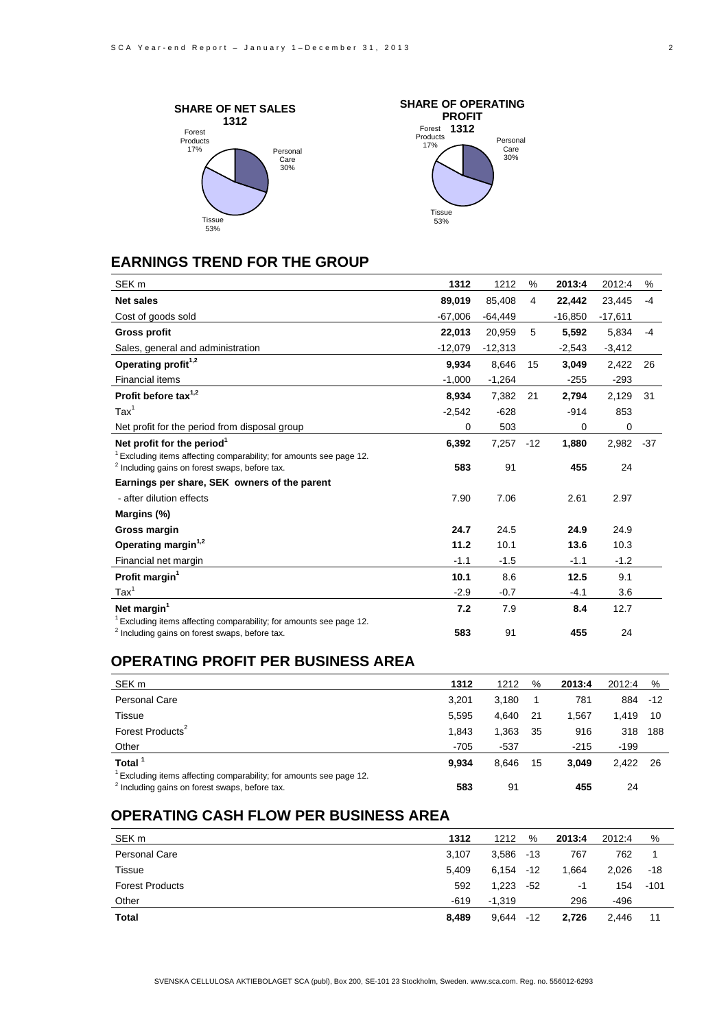**SHARE OF NET SALES 1312**

Forest Products 17%
Personal Care 30%
Tissue 53%

**SHARE OF OPERATING PROFIT 1312**

Forest Products 17%
Personal Care 30%
Tissue 53%

## EARNINGS TREND FOR THE GROUP

| SEK m | 1312 | 1212 | % | 2013:4 | 2012:4 | % |
|---|---|---|---|---|---|---|
| **Net sales** | **89,019** | 85,408 | 4 | **22,442** | 23,445 | -4 |
| Cost of goods sold | -67,006 | -64,449 | | -16,850 | -17,611 | |
| **Gross profit** | **22,013** | 20,959 | 5 | **5,592** | 5,834 | -4 |
| Sales, general and administration | -12,079 | -12,313 | | -2,543 | -3,412 | |
| **Operating profit[1,2]** | **9,934** | 8,646 | 15 | **3,049** | 2,422 | 26 |
| Financial items | -1,000 | -1,264 | | -255 | -293 | |
| **Profit before tax[1,2]** | **8,934** | 7,382 | 21 | **2,794** | 2,129 | 31 |
| Tax[1] | -2,542 | -628 | | -914 | 853 | |
| Net profit for the period from disposal group | 0 | 503 | | 0 | 0 | |
| **Net profit for the period[1]** | **6,392** | 7,257 | -12 | **1,880** | 2,982 | -37 |
| [1] Excluding items affecting comparability; for amounts see page 12. | | | | | | |
| [2] Including gains on forest swaps, before tax. | **583** | 91 | | **455** | 24 | |
| **Earnings per share, SEK owners of the parent** | | | | | | |
| - after dilution effects | 7.90 | 7.06 | | 2.61 | 2.97 | |
| **Margins (%)** | | | | | | |
| **Gross margin** | **24.7** | 24.5 | | **24.9** | 24.9 | |
| **Operating margin[1,2]** | **11.2** | 10.1 | | **13.6** | 10.3 | |
| Financial net margin | -1.1 | -1.5 | | -1.1 | -1.2 | |
| **Profit margin[1]** | **10.1** | 8.6 | | **12.5** | 9.1 | |
| Tax[1] | -2.9 | -0.7 | | -4.1 | 3.6 | |
| **Net margin[1]** | **7.2** | 7.9 | | **8.4** | 12.7 | |
| [1] Excluding items affecting comparability; for amounts see page 12. | | | | | | |
| [2] Including gains on forest swaps, before tax. | **583** | 91 | | **455** | 24 | |

## OPERATING PROFIT PER BUSINESS AREA

| SEK m | 1312 | 1212 | % | 2013:4 | 2012:4 | % |
|---|---|---|---|---|---|---|
| Personal Care | 3,201 | 3,180 | 1 | 781 | 884 | -12 |
| Tissue | 5,595 | 4,640 | 21 | 1,567 | 1,419 | 10 |
| Forest Products[2] | 1,843 | 1,363 | 35 | 916 | 318 | 188 |
| Other | -705 | -537 | | -215 | -199 | |
| **Total[1]** | **9,934** | 8,646 | 15 | **3,049** | 2,422 | 26 |
| [1] Excluding items affecting comparability; for amounts see page 12. | | | | | | |
| [2] Including gains on forest swaps, before tax. | **583** | 91 | | **455** | 24 | |

## OPERATING CASH FLOW PER BUSINESS AREA

| SEK m | 1312 | 1212 | % | 2013:4 | 2012:4 | % |
|---|---|---|---|---|---|---|
| Personal Care | 3,107 | 3,586 | -13 | 767 | 762 | 1 |
| Tissue | 5,409 | 6,154 | -12 | 1,664 | 2,026 | -18 |
| Forest Products | 592 | 1,223 | -52 | -1 | 154 | -101 |
| Other | -619 | -1,319 | | 296 | -496 | |
| **Total** | **8,489** | 9,644 | -12 | **2,726** | 2,446 | 11 |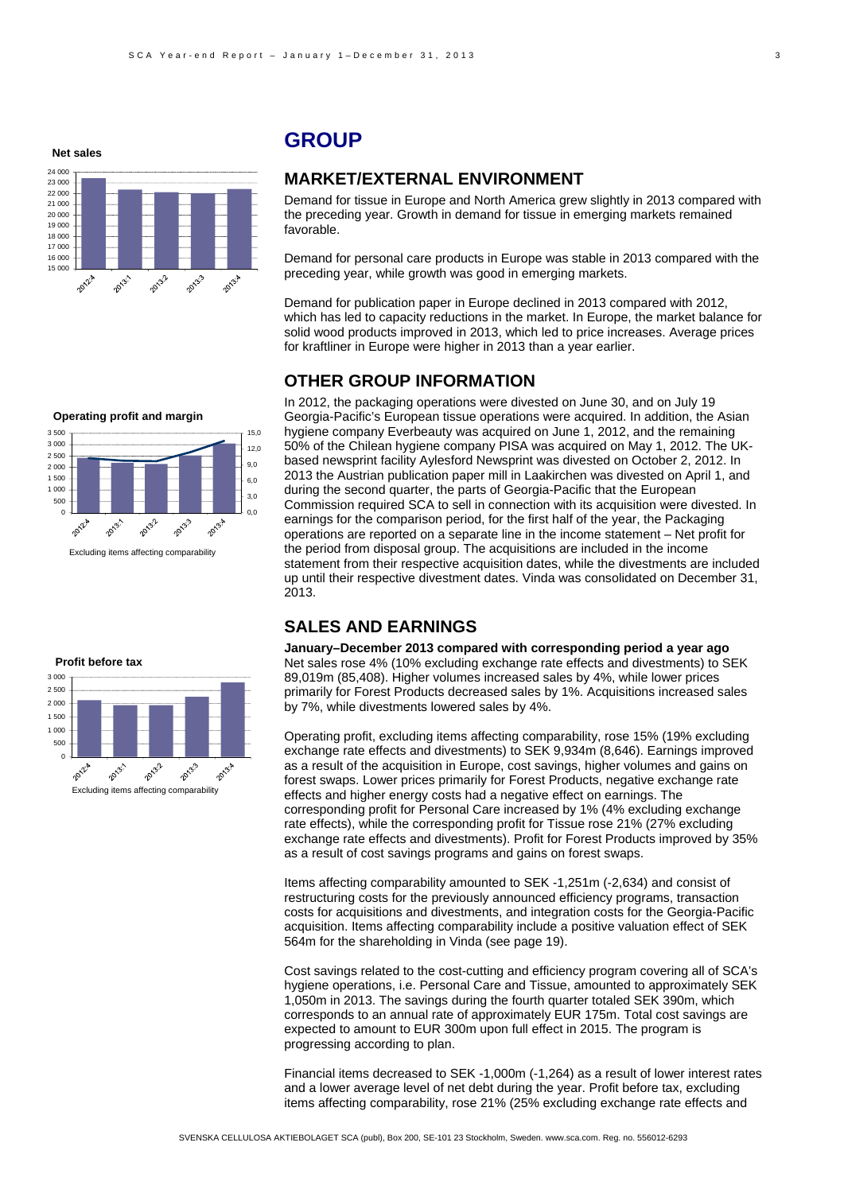**Net sales**

**Operating profit and margin**

Excluding items affecting comparability

**Profit before tax**

Excluding items affecting comparability

# GROUP

## MARKET/EXTERNAL ENVIRONMENT

Demand for tissue in Europe and North America grew slightly in 2013 compared with the preceding year. Growth in demand for tissue in emerging markets remained favorable.

Demand for personal care products in Europe was stable in 2013 compared with the preceding year, while growth was good in emerging markets.

Demand for publication paper in Europe declined in 2013 compared with 2012, which has led to capacity reductions in the market. In Europe, the market balance for solid wood products improved in 2013, which led to price increases. Average prices for kraftliner in Europe were higher in 2013 than a year earlier.

## OTHER GROUP INFORMATION

In 2012, the packaging operations were divested on June 30, and on July 19 Georgia-Pacific's European tissue operations were acquired. In addition, the Asian hygiene company Everbeauty was acquired on June 1, 2012, and the remaining 50% of the Chilean hygiene company PISA was acquired on May 1, 2012. The UK-based newsprint facility Aylesford Newsprint was divested on October 2, 2012. In 2013 the Austrian publication paper mill in Laakirchen was divested on April 1, and during the second quarter, the parts of Georgia-Pacific that the European Commission required SCA to sell in connection with its acquisition were divested. In earnings for the comparison period, for the first half of the year, the Packaging operations are reported on a separate line in the income statement – Net profit for the period from disposal group. The acquisitions are included in the income statement from their respective acquisition dates, while the divestments are included up until their respective divestment dates. Vinda was consolidated on December 31, 2013.

## SALES AND EARNINGS

**January–December 2013 compared with corresponding period a year ago**

Net sales rose 4% (10% excluding exchange rate effects and divestments) to SEK 89,019m (85,408). Higher volumes increased sales by 4%, while lower prices primarily for Forest Products decreased sales by 1%. Acquisitions increased sales by 7%, while divestments lowered sales by 4%.

Operating profit, excluding items affecting comparability, rose 15% (19% excluding exchange rate effects and divestments) to SEK 9,934m (8,646). Earnings improved as a result of the acquisition in Europe, cost savings, higher volumes and gains on forest swaps. Lower prices primarily for Forest Products, negative exchange rate effects and higher energy costs had a negative effect on earnings. The corresponding profit for Personal Care increased by 1% (4% excluding exchange rate effects), while the corresponding profit for Tissue rose 21% (27% excluding exchange rate effects and divestments). Profit for Forest Products improved by 35% as a result of cost savings programs and gains on forest swaps.

Items affecting comparability amounted to SEK -1,251m (-2,634) and consist of restructuring costs for the previously announced efficiency programs, transaction costs for acquisitions and divestments, and integration costs for the Georgia-Pacific acquisition. Items affecting comparability include a positive valuation effect of SEK 564m for the shareholding in Vinda (see page 19).

Cost savings related to the cost-cutting and efficiency program covering all of SCA's hygiene operations, i.e. Personal Care and Tissue, amounted to approximately SEK 1,050m in 2013. The savings during the fourth quarter totaled SEK 390m, which corresponds to an annual rate of approximately EUR 175m. Total cost savings are expected to amount to EUR 300m upon full effect in 2015. The program is progressing according to plan.

Financial items decreased to SEK -1,000m (-1,264) as a result of lower interest rates and a lower average level of net debt during the year. Profit before tax, excluding items affecting comparability, rose 21% (25% excluding exchange rate effects and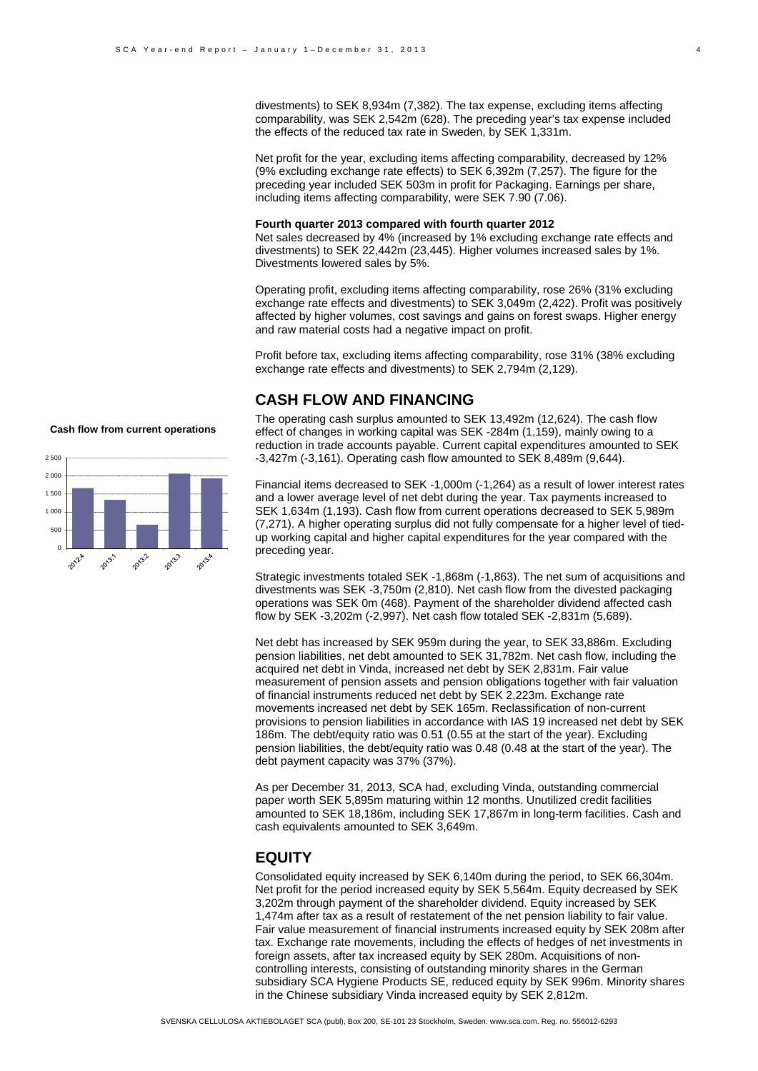divestments) to SEK 8,934m (7,382). The tax expense, excluding items affecting comparability, was SEK 2,542m (628). The preceding year's tax expense included the effects of the reduced tax rate in Sweden, by SEK 1,331m.

Net profit for the year, excluding items affecting comparability, decreased by 12% (9% excluding exchange rate effects) to SEK 6,392m (7,257). The figure for the preceding year included SEK 503m in profit for Packaging. Earnings per share, including items affecting comparability, were SEK 7.90 (7.06).

**Fourth quarter 2013 compared with fourth quarter 2012**

Net sales decreased by 4% (increased by 1% excluding exchange rate effects and divestments) to SEK 22,442m (23,445). Higher volumes increased sales by 1%. Divestments lowered sales by 5%.

Operating profit, excluding items affecting comparability, rose 26% (31% excluding exchange rate effects and divestments) to SEK 3,049m (2,422). Profit was positively affected by higher volumes, cost savings and gains on forest swaps. Higher energy and raw material costs had a negative impact on profit.

Profit before tax, excluding items affecting comparability, rose 31% (38% excluding exchange rate effects and divestments) to SEK 2,794m (2,129).

## CASH FLOW AND FINANCING

**Cash flow from current operations**

| Period | Value (approx.) |
|---|---|
| 2012:4 | 1 650 |
| 2013:1 | 1 350 |
| 2013:2 | 650 |
| 2013:3 | 2 050 |
| 2013:4 | 1 930 |

The operating cash surplus amounted to SEK 13,492m (12,624). The cash flow effect of changes in working capital was SEK -284m (1,159), mainly owing to a reduction in trade accounts payable. Current capital expenditures amounted to SEK -3,427m (-3,161). Operating cash flow amounted to SEK 8,489m (9,644).

Financial items decreased to SEK -1,000m (-1,264) as a result of lower interest rates and a lower average level of net debt during the year. Tax payments increased to SEK 1,634m (1,193). Cash flow from current operations decreased to SEK 5,989m (7,271). A higher operating surplus did not fully compensate for a higher level of tied-up working capital and higher capital expenditures for the year compared with the preceding year.

Strategic investments totaled SEK -1,868m (-1,863). The net sum of acquisitions and divestments was SEK -3,750m (2,810). Net cash flow from the divested packaging operations was SEK 0m (468). Payment of the shareholder dividend affected cash flow by SEK -3,202m (-2,997). Net cash flow totaled SEK -2,831m (5,689).

Net debt has increased by SEK 959m during the year, to SEK 33,886m. Excluding pension liabilities, net debt amounted to SEK 31,782m. Net cash flow, including the acquired net debt in Vinda, increased net debt by SEK 2,831m. Fair value measurement of pension assets and pension obligations together with fair valuation of financial instruments reduced net debt by SEK 2,223m. Exchange rate movements increased net debt by SEK 165m. Reclassification of non-current provisions to pension liabilities in accordance with IAS 19 increased net debt by SEK 186m. The debt/equity ratio was 0.51 (0.55 at the start of the year). Excluding pension liabilities, the debt/equity ratio was 0.48 (0.48 at the start of the year). The debt payment capacity was 37% (37%).

As per December 31, 2013, SCA had, excluding Vinda, outstanding commercial paper worth SEK 5,895m maturing within 12 months. Unutilized credit facilities amounted to SEK 18,186m, including SEK 17,867m in long-term facilities. Cash and cash equivalents amounted to SEK 3,649m.

## EQUITY

Consolidated equity increased by SEK 6,140m during the period, to SEK 66,304m. Net profit for the period increased equity by SEK 5,564m. Equity decreased by SEK 3,202m through payment of the shareholder dividend. Equity increased by SEK 1,474m after tax as a result of restatement of the net pension liability to fair value. Fair value measurement of financial instruments increased equity by SEK 208m after tax. Exchange rate movements, including the effects of hedges of net investments in foreign assets, after tax increased equity by SEK 280m. Acquisitions of non-controlling interests, consisting of outstanding minority shares in the German subsidiary SCA Hygiene Products SE, reduced equity by SEK 996m. Minority shares in the Chinese subsidiary Vinda increased equity by SEK 2,812m.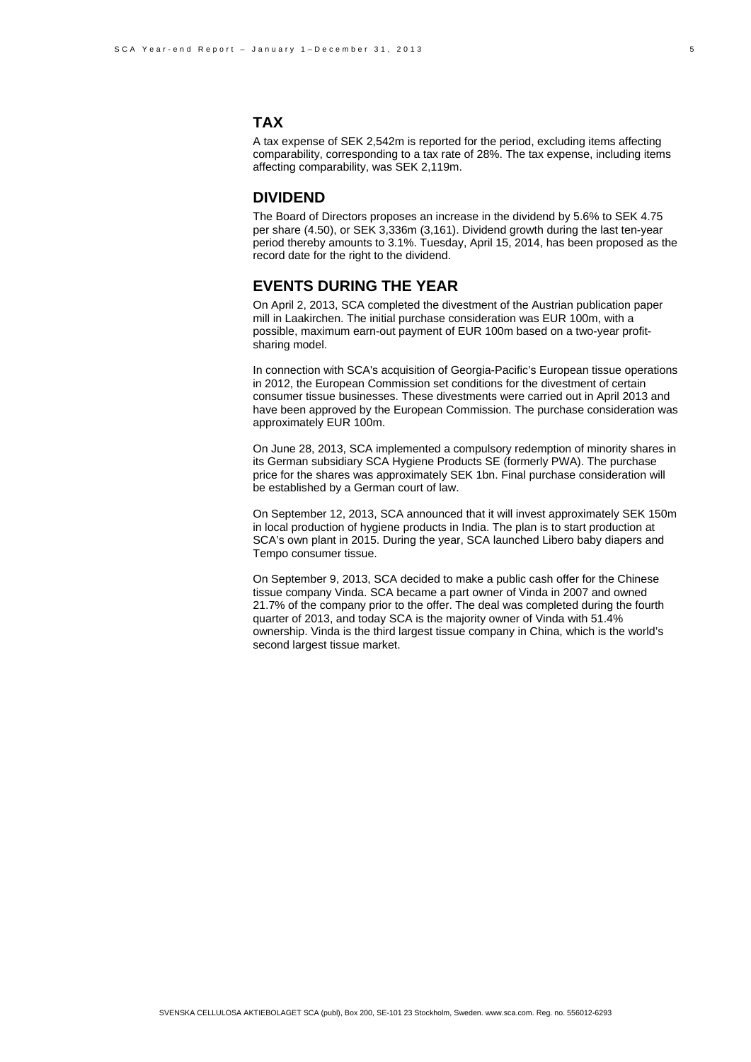## TAX

A tax expense of SEK 2,542m is reported for the period, excluding items affecting comparability, corresponding to a tax rate of 28%. The tax expense, including items affecting comparability, was SEK 2,119m.

## DIVIDEND

The Board of Directors proposes an increase in the dividend by 5.6% to SEK 4.75 per share (4.50), or SEK 3,336m (3,161). Dividend growth during the last ten-year period thereby amounts to 3.1%. Tuesday, April 15, 2014, has been proposed as the record date for the right to the dividend.

## EVENTS DURING THE YEAR

On April 2, 2013, SCA completed the divestment of the Austrian publication paper mill in Laakirchen. The initial purchase consideration was EUR 100m, with a possible, maximum earn-out payment of EUR 100m based on a two-year profit-sharing model.

In connection with SCA's acquisition of Georgia-Pacific's European tissue operations in 2012, the European Commission set conditions for the divestment of certain consumer tissue businesses. These divestments were carried out in April 2013 and have been approved by the European Commission. The purchase consideration was approximately EUR 100m.

On June 28, 2013, SCA implemented a compulsory redemption of minority shares in its German subsidiary SCA Hygiene Products SE (formerly PWA). The purchase price for the shares was approximately SEK 1bn. Final purchase consideration will be established by a German court of law.

On September 12, 2013, SCA announced that it will invest approximately SEK 150m in local production of hygiene products in India. The plan is to start production at SCA's own plant in 2015. During the year, SCA launched Libero baby diapers and Tempo consumer tissue.

On September 9, 2013, SCA decided to make a public cash offer for the Chinese tissue company Vinda. SCA became a part owner of Vinda in 2007 and owned 21.7% of the company prior to the offer. The deal was completed during the fourth quarter of 2013, and today SCA is the majority owner of Vinda with 51.4% ownership. Vinda is the third largest tissue company in China, which is the world's second largest tissue market.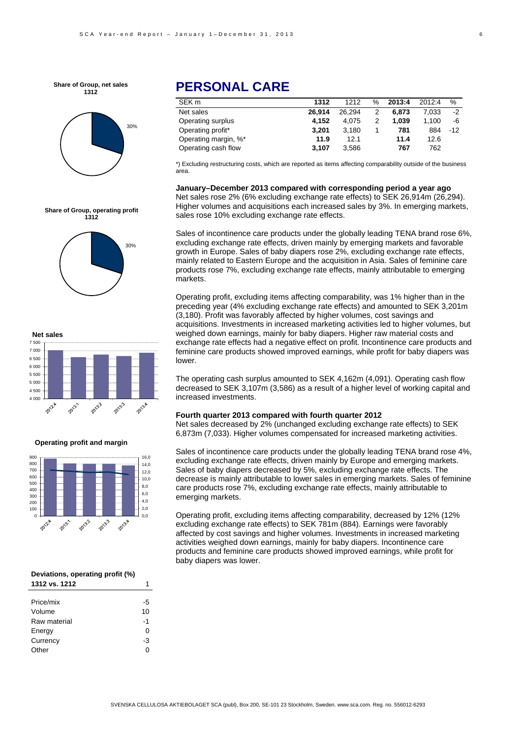**Share of Group, net sales 1312**

30%

**Share of Group, operating profit 1312**

30%

**Net sales**

**Operating profit and margin**

**Deviations, operating profit (%)**

| 1312 vs. 1212 | 1 |
|---|---|
| Price/mix | -5 |
| Volume | 10 |
| Raw material | -1 |
| Energy | 0 |
| Currency | -3 |
| Other | 0 |

# PERSONAL CARE

| SEK m | **1312** | 1212 | % | **2013:4** | 2012:4 | % |
|---|---|---|---|---|---|---|
| Net sales | **26,914** | 26,294 | 2 | **6,873** | 7,033 | -2 |
| Operating surplus | **4,152** | 4,075 | 2 | **1,039** | 1,100 | -6 |
| Operating profit* | **3,201** | 3,180 | 1 | **781** | 884 | -12 |
| Operating margin, %* | **11.9** | 12.1 | | **11.4** | 12.6 | |
| Operating cash flow | **3,107** | 3,586 | | **767** | 762 | |

*) Excluding restructuring costs, which are reported as items affecting comparability outside of the business area.

**January–December 2013 compared with corresponding period a year ago**

Net sales rose 2% (6% excluding exchange rate effects) to SEK 26,914m (26,294). Higher volumes and acquisitions each increased sales by 3%. In emerging markets, sales rose 10% excluding exchange rate effects.

Sales of incontinence care products under the globally leading TENA brand rose 6%, excluding exchange rate effects, driven mainly by emerging markets and favorable growth in Europe. Sales of baby diapers rose 2%, excluding exchange rate effects, mainly related to Eastern Europe and the acquisition in Asia. Sales of feminine care products rose 7%, excluding exchange rate effects, mainly attributable to emerging markets.

Operating profit, excluding items affecting comparability, was 1% higher than in the preceding year (4% excluding exchange rate effects) and amounted to SEK 3,201m (3,180). Profit was favorably affected by higher volumes, cost savings and acquisitions. Investments in increased marketing activities led to higher volumes, but weighed down earnings, mainly for baby diapers. Higher raw material costs and exchange rate effects had a negative effect on profit. Incontinence care products and feminine care products showed improved earnings, while profit for baby diapers was lower.

The operating cash surplus amounted to SEK 4,162m (4,091). Operating cash flow decreased to SEK 3,107m (3,586) as a result of a higher level of working capital and increased investments.

**Fourth quarter 2013 compared with fourth quarter 2012**

Net sales decreased by 2% (unchanged excluding exchange rate effects) to SEK 6,873m (7,033). Higher volumes compensated for increased marketing activities.

Sales of incontinence care products under the globally leading TENA brand rose 4%, excluding exchange rate effects, driven mainly by Europe and emerging markets. Sales of baby diapers decreased by 5%, excluding exchange rate effects. The decrease is mainly attributable to lower sales in emerging markets. Sales of feminine care products rose 7%, excluding exchange rate effects, mainly attributable to emerging markets.

Operating profit, excluding items affecting comparability, decreased by 12% (12% excluding exchange rate effects) to SEK 781m (884). Earnings were favorably affected by cost savings and higher volumes. Investments in increased marketing activities weighed down earnings, mainly for baby diapers. Incontinence care products and feminine care products showed improved earnings, while profit for baby diapers was lower.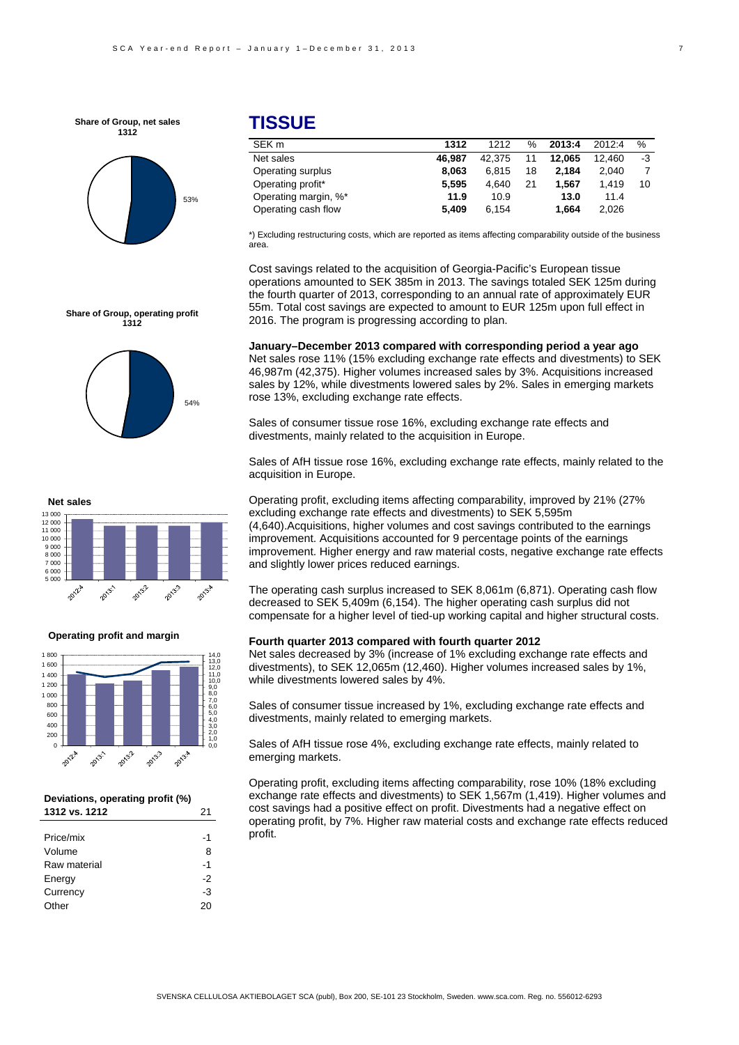# TISSUE

| SEK m | 1312 | 1212 | % | 2013:4 | 2012:4 | % |
|---|---|---|---|---|---|---|
| Net sales | **46,987** | 42,375 | 11 | **12,065** | 12,460 | -3 |
| Operating surplus | **8,063** | 6,815 | 18 | **2,184** | 2,040 | 7 |
| Operating profit* | **5,595** | 4,640 | 21 | **1,567** | 1,419 | 10 |
| Operating margin, %* | **11.9** | 10.9 | | **13.0** | 11.4 | |
| Operating cash flow | **5,409** | 6,154 | | **1,664** | 2,026 | |

*) Excluding restructuring costs, which are reported as items affecting comparability outside of the business area.

Share of Group, net sales 1312: 53%

Share of Group, operating profit 1312: 54%

Cost savings related to the acquisition of Georgia-Pacific's European tissue operations amounted to SEK 385m in 2013. The savings totaled SEK 125m during the fourth quarter of 2013, corresponding to an annual rate of approximately EUR 55m. Total cost savings are expected to amount to EUR 125m upon full effect in 2016. The program is progressing according to plan.

**January–December 2013 compared with corresponding period a year ago**

Net sales rose 11% (15% excluding exchange rate effects and divestments) to SEK 46,987m (42,375). Higher volumes increased sales by 3%. Acquisitions increased sales by 12%, while divestments lowered sales by 2%. Sales in emerging markets rose 13%, excluding exchange rate effects.

Sales of consumer tissue rose 16%, excluding exchange rate effects and divestments, mainly related to the acquisition in Europe.

Sales of AfH tissue rose 16%, excluding exchange rate effects, mainly related to the acquisition in Europe.

Operating profit, excluding items affecting comparability, improved by 21% (27% excluding exchange rate effects and divestments) to SEK 5,595m (4,640).Acquisitions, higher volumes and cost savings contributed to the earnings improvement. Acquisitions accounted for 9 percentage points of the earnings improvement. Higher energy and raw material costs, negative exchange rate effects and slightly lower prices reduced earnings.

The operating cash surplus increased to SEK 8,061m (6,871). Operating cash flow decreased to SEK 5,409m (6,154). The higher operating cash surplus did not compensate for a higher level of tied-up working capital and higher structural costs.

**Fourth quarter 2013 compared with fourth quarter 2012**

Net sales decreased by 3% (increase of 1% excluding exchange rate effects and divestments), to SEK 12,065m (12,460). Higher volumes increased sales by 1%, while divestments lowered sales by 4%.

Sales of consumer tissue increased by 1%, excluding exchange rate effects and divestments, mainly related to emerging markets.

Sales of AfH tissue rose 4%, excluding exchange rate effects, mainly related to emerging markets.

Operating profit, excluding items affecting comparability, rose 10% (18% excluding exchange rate effects and divestments) to SEK 1,567m (1,419). Higher volumes and cost savings had a positive effect on profit. Divestments had a negative effect on operating profit, by 7%. Higher raw material costs and exchange rate effects reduced profit.

**Net sales**

**Operating profit and margin**

**Deviations, operating profit (%)**

| 1312 vs. 1212 | 21 |
|---|---|
| Price/mix | -1 |
| Volume | 8 |
| Raw material | -1 |
| Energy | -2 |
| Currency | -3 |
| Other | 20 |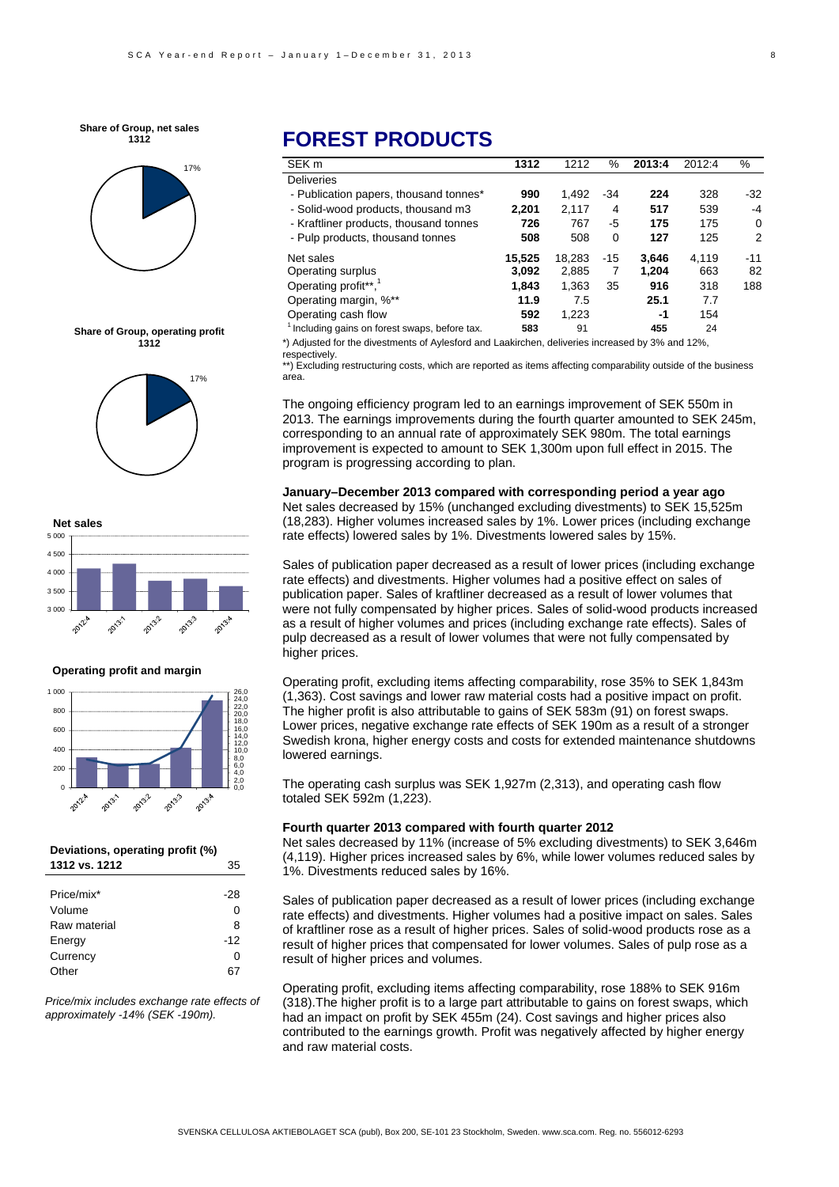**Share of Group, net sales 1312**

17%

**Share of Group, operating profit 1312**

17%

**Net sales**

**Operating profit and margin**

**Deviations, operating profit (%)**

| 1312 vs. 1212 | 35 |
|---|---|
| Price/mix* | -28 |
| Volume | 0 |
| Raw material | 8 |
| Energy | -12 |
| Currency | 0 |
| Other | 67 |

*Price/mix includes exchange rate effects of approximately -14% (SEK -190m).*

# FOREST PRODUCTS

| SEK m | 1312 | 1212 | % | 2013:4 | 2012:4 | % |
|---|---|---|---|---|---|---|
| Deliveries | | | | | | |
| - Publication papers, thousand tonnes* | **990** | 1,492 | -34 | **224** | 328 | -32 |
| - Solid-wood products, thousand m3 | **2,201** | 2,117 | 4 | **517** | 539 | -4 |
| - Kraftliner products, thousand tonnes | **726** | 767 | -5 | **175** | 175 | 0 |
| - Pulp products, thousand tonnes | **508** | 508 | 0 | **127** | 125 | 2 |
| Net sales | **15,525** | 18,283 | -15 | **3,646** | 4,119 | -11 |
| Operating surplus | **3,092** | 2,885 | 7 | **1,204** | 663 | 82 |
| Operating profit**,[1] | **1,843** | 1,363 | 35 | **916** | 318 | 188 |
| Operating margin, %** | **11.9** | 7.5 | | **25.1** | 7.7 | |
| Operating cash flow | **592** | 1,223 | | **-1** | 154 | |
| [1] Including gains on forest swaps, before tax. | **583** | 91 | | **455** | 24 | |

*) Adjusted for the divestments of Aylesford and Laakirchen, deliveries increased by 3% and 12%, respectively.

**) Excluding restructuring costs, which are reported as items affecting comparability outside of the business area.

The ongoing efficiency program led to an earnings improvement of SEK 550m in 2013. The earnings improvements during the fourth quarter amounted to SEK 245m, corresponding to an annual rate of approximately SEK 980m. The total earnings improvement is expected to amount to SEK 1,300m upon full effect in 2015. The program is progressing according to plan.

**January–December 2013 compared with corresponding period a year ago**

Net sales decreased by 15% (unchanged excluding divestments) to SEK 15,525m (18,283). Higher volumes increased sales by 1%. Lower prices (including exchange rate effects) lowered sales by 1%. Divestments lowered sales by 15%.

Sales of publication paper decreased as a result of lower prices (including exchange rate effects) and divestments. Higher volumes had a positive effect on sales of publication paper. Sales of kraftliner decreased as a result of lower volumes that were not fully compensated by higher prices. Sales of solid-wood products increased as a result of higher volumes and prices (including exchange rate effects). Sales of pulp decreased as a result of lower volumes that were not fully compensated by higher prices.

Operating profit, excluding items affecting comparability, rose 35% to SEK 1,843m (1,363). Cost savings and lower raw material costs had a positive impact on profit. The higher profit is also attributable to gains of SEK 583m (91) on forest swaps. Lower prices, negative exchange rate effects of SEK 190m as a result of a stronger Swedish krona, higher energy costs and costs for extended maintenance shutdowns lowered earnings.

The operating cash surplus was SEK 1,927m (2,313), and operating cash flow totaled SEK 592m (1,223).

**Fourth quarter 2013 compared with fourth quarter 2012**

Net sales decreased by 11% (increase of 5% excluding divestments) to SEK 3,646m (4,119). Higher prices increased sales by 6%, while lower volumes reduced sales by 1%. Divestments reduced sales by 16%.

Sales of publication paper decreased as a result of lower prices (including exchange rate effects) and divestments. Higher volumes had a positive impact on sales. Sales of kraftliner rose as a result of higher prices. Sales of solid-wood products rose as a result of higher prices that compensated for lower volumes. Sales of pulp rose as a result of higher prices and volumes.

Operating profit, excluding items affecting comparability, rose 188% to SEK 916m (318).The higher profit is to a large part attributable to gains on forest swaps, which had an impact on profit by SEK 455m (24). Cost savings and higher prices also contributed to the earnings growth. Profit was negatively affected by higher energy and raw material costs.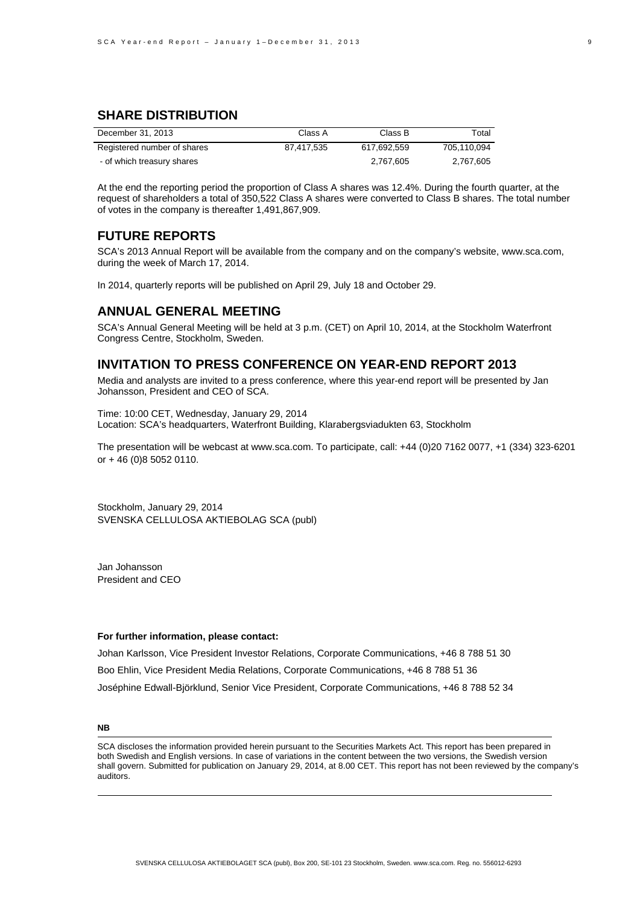## SHARE DISTRIBUTION

| December 31, 2013 | Class A | Class B | Total |
|---|---|---|---|
| Registered number of shares | 87,417,535 | 617,692,559 | 705,110,094 |
| - of which treasury shares | | 2,767,605 | 2,767,605 |

At the end the reporting period the proportion of Class A shares was 12.4%. During the fourth quarter, at the request of shareholders a total of 350,522 Class A shares were converted to Class B shares. The total number of votes in the company is thereafter 1,491,867,909.

## FUTURE REPORTS

SCA's 2013 Annual Report will be available from the company and on the company's website, www.sca.com, during the week of March 17, 2014.

In 2014, quarterly reports will be published on April 29, July 18 and October 29.

## ANNUAL GENERAL MEETING

SCA's Annual General Meeting will be held at 3 p.m. (CET) on April 10, 2014, at the Stockholm Waterfront Congress Centre, Stockholm, Sweden.

## INVITATION TO PRESS CONFERENCE ON YEAR-END REPORT 2013

Media and analysts are invited to a press conference, where this year-end report will be presented by Jan Johansson, President and CEO of SCA.

Time: 10:00 CET, Wednesday, January 29, 2014
Location: SCA's headquarters, Waterfront Building, Klarabergsviadukten 63, Stockholm

The presentation will be webcast at www.sca.com. To participate, call: +44 (0)20 7162 0077, +1 (334) 323-6201 or + 46 (0)8 5052 0110.

Stockholm, January 29, 2014
SVENSKA CELLULOSA AKTIEBOLAG SCA (publ)

Jan Johansson
President and CEO

**For further information, please contact:**

Johan Karlsson, Vice President Investor Relations, Corporate Communications, +46 8 788 51 30

Boo Ehlin, Vice President Media Relations, Corporate Communications, +46 8 788 51 36

Joséphine Edwall-Björklund, Senior Vice President, Corporate Communications, +46 8 788 52 34

**NB**

SCA discloses the information provided herein pursuant to the Securities Markets Act. This report has been prepared in both Swedish and English versions. In case of variations in the content between the two versions, the Swedish version shall govern. Submitted for publication on January 29, 2014, at 8.00 CET. This report has not been reviewed by the company's auditors.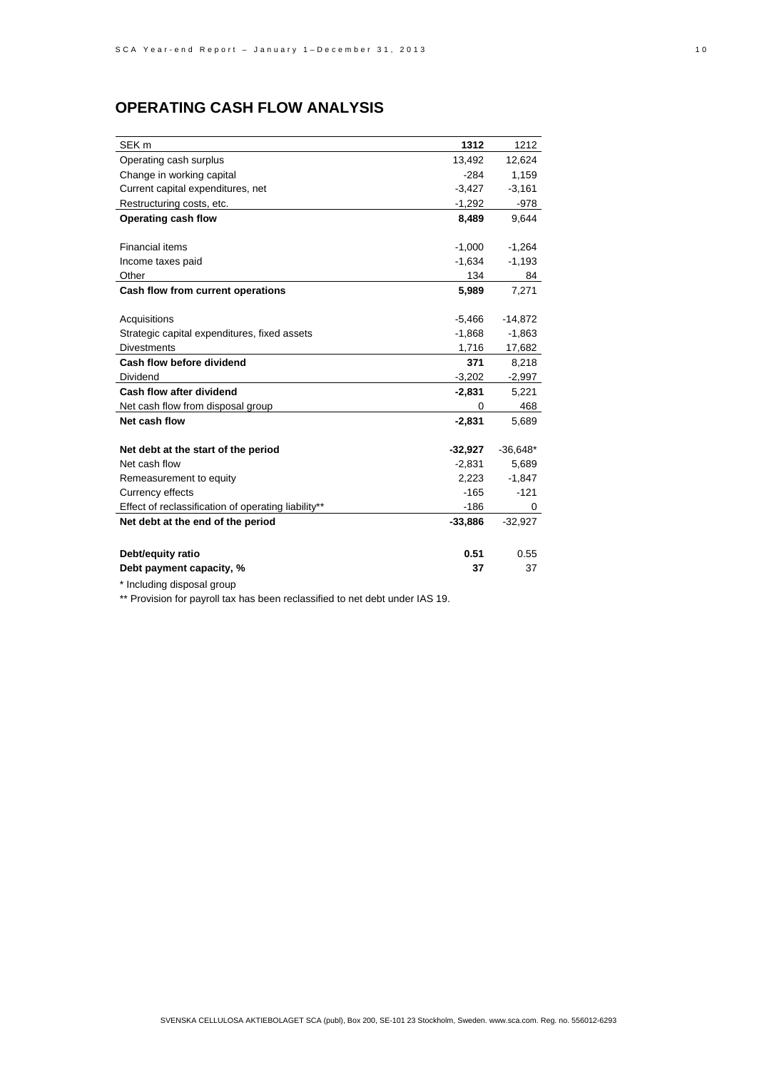## OPERATING CASH FLOW ANALYSIS

| SEK m | **1312** | 1212 |
|---|---|---|
| Operating cash surplus | 13,492 | 12,624 |
| Change in working capital | -284 | 1,159 |
| Current capital expenditures, net | -3,427 | -3,161 |
| Restructuring costs, etc. | -1,292 | -978 |
| **Operating cash flow** | **8,489** | 9,644 |
| | | |
| Financial items | -1,000 | -1,264 |
| Income taxes paid | -1,634 | -1,193 |
| Other | 134 | 84 |
| **Cash flow from current operations** | **5,989** | 7,271 |
| | | |
| Acquisitions | -5,466 | -14,872 |
| Strategic capital expenditures, fixed assets | -1,868 | -1,863 |
| Divestments | 1,716 | 17,682 |
| **Cash flow before dividend** | **371** | 8,218 |
| Dividend | -3,202 | -2,997 |
| **Cash flow after dividend** | **-2,831** | 5,221 |
| Net cash flow from disposal group | 0 | 468 |
| **Net cash flow** | **-2,831** | 5,689 |
| | | |
| **Net debt at the start of the period** | **-32,927** | -36,648* |
| Net cash flow | -2,831 | 5,689 |
| Remeasurement to equity | 2,223 | -1,847 |
| Currency effects | -165 | -121 |
| Effect of reclassification of operating liability** | -186 | 0 |
| **Net debt at the end of the period** | **-33,886** | -32,927 |
| | | |
| **Debt/equity ratio** | **0.51** | 0.55 |
| **Debt payment capacity, %** | **37** | 37 |

\* Including disposal group

\** Provision for payroll tax has been reclassified to net debt under IAS 19.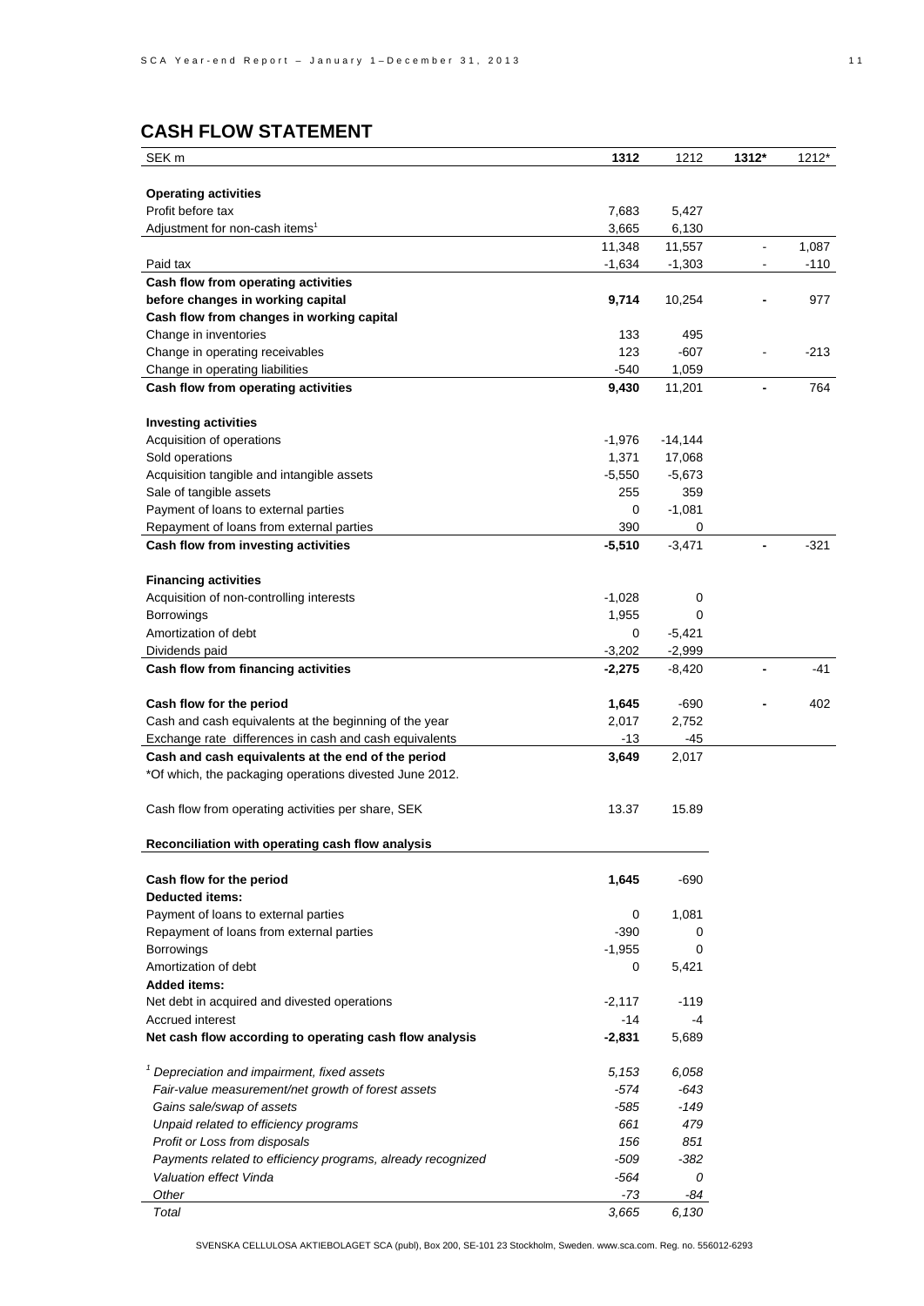## CASH FLOW STATEMENT

| SEK m | **1312** | 1212 | **1312*** | 1212* |
|---|---|---|---|---|
| **Operating activities** | | | | |
| Profit before tax | 7,683 | 5,427 | | |
| Adjustment for non-cash items[1] | 3,665 | 6,130 | | |
| | 11,348 | 11,557 | - | 1,087 |
| Paid tax | -1,634 | -1,303 | - | -110 |
| **Cash flow from operating activities before changes in working capital** | **9,714** | 10,254 | **-** | 977 |
| **Cash flow from changes in working capital** | | | | |
| Change in inventories | 133 | 495 | | |
| Change in operating receivables | 123 | -607 | - | -213 |
| Change in operating liabilities | -540 | 1,059 | | |
| **Cash flow from operating activities** | **9,430** | 11,201 | **-** | 764 |
| **Investing activities** | | | | |
| Acquisition of operations | -1,976 | -14,144 | | |
| Sold operations | 1,371 | 17,068 | | |
| Acquisition tangible and intangible assets | -5,550 | -5,673 | | |
| Sale of tangible assets | 255 | 359 | | |
| Payment of loans to external parties | 0 | -1,081 | | |
| Repayment of loans from external parties | 390 | 0 | | |
| **Cash flow from investing activities** | **-5,510** | -3,471 | **-** | -321 |
| **Financing activities** | | | | |
| Acquisition of non-controlling interests | -1,028 | 0 | | |
| Borrowings | 1,955 | 0 | | |
| Amortization of debt | 0 | -5,421 | | |
| Dividends paid | -3,202 | -2,999 | | |
| **Cash flow from financing activities** | **-2,275** | -8,420 | **-** | -41 |
| **Cash flow for the period** | **1,645** | -690 | **-** | 402 |
| Cash and cash equivalents at the beginning of the year | 2,017 | 2,752 | | |
| Exchange rate differences in cash and cash equivalents | -13 | -45 | | |
| **Cash and cash equivalents at the end of the period** | **3,649** | 2,017 | | |

*Of which, the packaging operations divested June 2012.

| | | |
|---|---|---|
| Cash flow from operating activities per share, SEK | 13.37 | 15.89 |

**Reconciliation with operating cash flow analysis**

| | | |
|---|---|---|
| **Cash flow for the period** | **1,645** | -690 |
| **Deducted items:** | | |
| Payment of loans to external parties | 0 | 1,081 |
| Repayment of loans from external parties | -390 | 0 |
| Borrowings | -1,955 | 0 |
| Amortization of debt | 0 | 5,421 |
| **Added items:** | | |
| Net debt in acquired and divested operations | -2,117 | -119 |
| Accrued interest | -14 | -4 |
| **Net cash flow according to operating cash flow analysis** | **-2,831** | 5,689 |

| | | |
|---|---|---|
| *[1] Depreciation and impairment, fixed assets* | *5,153* | *6,058* |
| *Fair-value measurement/net growth of forest assets* | *-574* | *-643* |
| *Gains sale/swap of assets* | *-585* | *-149* |
| *Unpaid related to efficiency programs* | *661* | *479* |
| *Profit or Loss from disposals* | *156* | *851* |
| *Payments related to efficiency programs, already recognized* | *-509* | *-382* |
| *Valuation effect Vinda* | *-564* | *0* |
| *Other* | *-73* | *-84* |
| *Total* | *3,665* | *6,130* |

SVENSKA CELLULOSA AKTIEBOLAGET SCA (publ), Box 200, SE-101 23 Stockholm, Sweden. www.sca.com. Reg. no. 556012-6293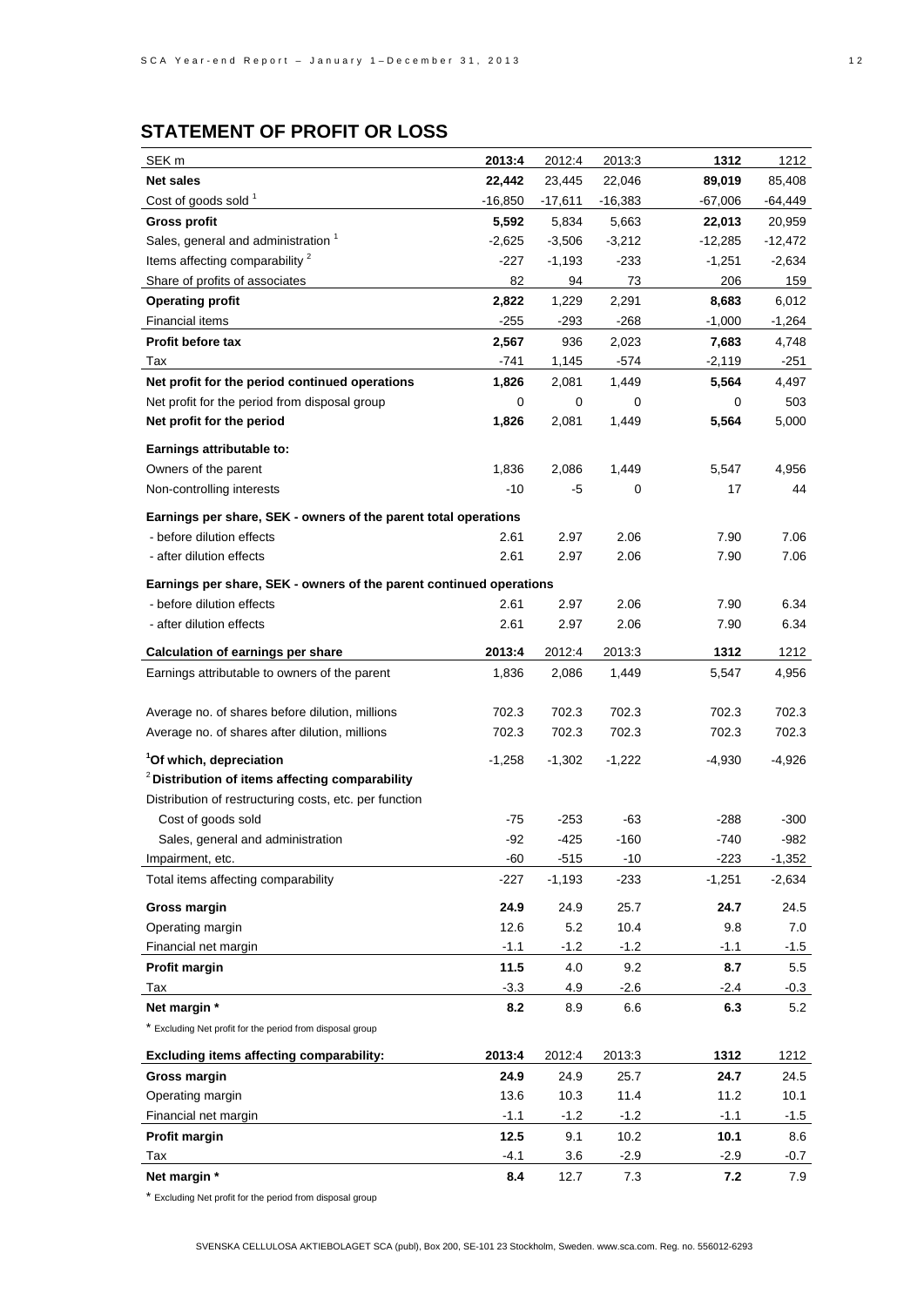## STATEMENT OF PROFIT OR LOSS

| SEK m | **2013:4** | 2012:4 | 2013:3 | **1312** | 1212 |
|---|---|---|---|---|---|
| **Net sales** | **22,442** | 23,445 | 22,046 | **89,019** | 85,408 |
| Cost of goods sold [1] | -16,850 | -17,611 | -16,383 | -67,006 | -64,449 |
| **Gross profit** | **5,592** | 5,834 | 5,663 | **22,013** | 20,959 |
| Sales, general and administration [1] | -2,625 | -3,506 | -3,212 | -12,285 | -12,472 |
| Items affecting comparability [2] | -227 | -1,193 | -233 | -1,251 | -2,634 |
| Share of profits of associates | 82 | 94 | 73 | 206 | 159 |
| **Operating profit** | **2,822** | 1,229 | 2,291 | **8,683** | 6,012 |
| Financial items | -255 | -293 | -268 | -1,000 | -1,264 |
| **Profit before tax** | **2,567** | 936 | 2,023 | **7,683** | 4,748 |
| Tax | -741 | 1,145 | -574 | -2,119 | -251 |
| **Net profit for the period continued operations** | **1,826** | 2,081 | 1,449 | **5,564** | 4,497 |
| Net profit for the period from disposal group | 0 | 0 | 0 | 0 | 503 |
| **Net profit for the period** | **1,826** | 2,081 | 1,449 | **5,564** | 5,000 |
| **Earnings attributable to:** | | | | | |
| Owners of the parent | 1,836 | 2,086 | 1,449 | 5,547 | 4,956 |
| Non-controlling interests | -10 | -5 | 0 | 17 | 44 |
| **Earnings per share, SEK - owners of the parent total operations** | | | | | |
| - before dilution effects | 2.61 | 2.97 | 2.06 | 7.90 | 7.06 |
| - after dilution effects | 2.61 | 2.97 | 2.06 | 7.90 | 7.06 |
| **Earnings per share, SEK - owners of the parent continued operations** | | | | | |
| - before dilution effects | 2.61 | 2.97 | 2.06 | 7.90 | 6.34 |
| - after dilution effects | 2.61 | 2.97 | 2.06 | 7.90 | 6.34 |
| **Calculation of earnings per share** | **2013:4** | 2012:4 | 2013:3 | **1312** | 1212 |
| Earnings attributable to owners of the parent | 1,836 | 2,086 | 1,449 | 5,547 | 4,956 |
| Average no. of shares before dilution, millions | 702.3 | 702.3 | 702.3 | 702.3 | 702.3 |
| Average no. of shares after dilution, millions | 702.3 | 702.3 | 702.3 | 702.3 | 702.3 |
| [1]**Of which, depreciation** | -1,258 | -1,302 | -1,222 | -4,930 | -4,926 |
| [2]**Distribution of items affecting comparability** | | | | | |
| Distribution of restructuring costs, etc. per function | | | | | |
| Cost of goods sold | -75 | -253 | -63 | -288 | -300 |
| Sales, general and administration | -92 | -425 | -160 | -740 | -982 |
| Impairment, etc. | -60 | -515 | -10 | -223 | -1,352 |
| Total items affecting comparability | -227 | -1,193 | -233 | -1,251 | -2,634 |
| **Gross margin** | **24.9** | 24.9 | 25.7 | **24.7** | 24.5 |
| Operating margin | 12.6 | 5.2 | 10.4 | 9.8 | 7.0 |
| Financial net margin | -1.1 | -1.2 | -1.2 | -1.1 | -1.5 |
| **Profit margin** | **11.5** | 4.0 | 9.2 | **8.7** | 5.5 |
| Tax | -3.3 | 4.9 | -2.6 | -2.4 | -0.3 |
| **Net margin *** | **8.2** | 8.9 | 6.6 | **6.3** | 5.2 |

\* Excluding Net profit for the period from disposal group

| **Excluding items affecting comparability:** | **2013:4** | 2012:4 | 2013:3 | **1312** | 1212 |
|---|---|---|---|---|---|
| **Gross margin** | **24.9** | 24.9 | 25.7 | **24.7** | 24.5 |
| Operating margin | 13.6 | 10.3 | 11.4 | 11.2 | 10.1 |
| Financial net margin | -1.1 | -1.2 | -1.2 | -1.1 | -1.5 |
| **Profit margin** | **12.5** | 9.1 | 10.2 | **10.1** | 8.6 |
| Tax | -4.1 | 3.6 | -2.9 | -2.9 | -0.7 |
| **Net margin *** | **8.4** | 12.7 | 7.3 | **7.2** | 7.9 |

\* Excluding Net profit for the period from disposal group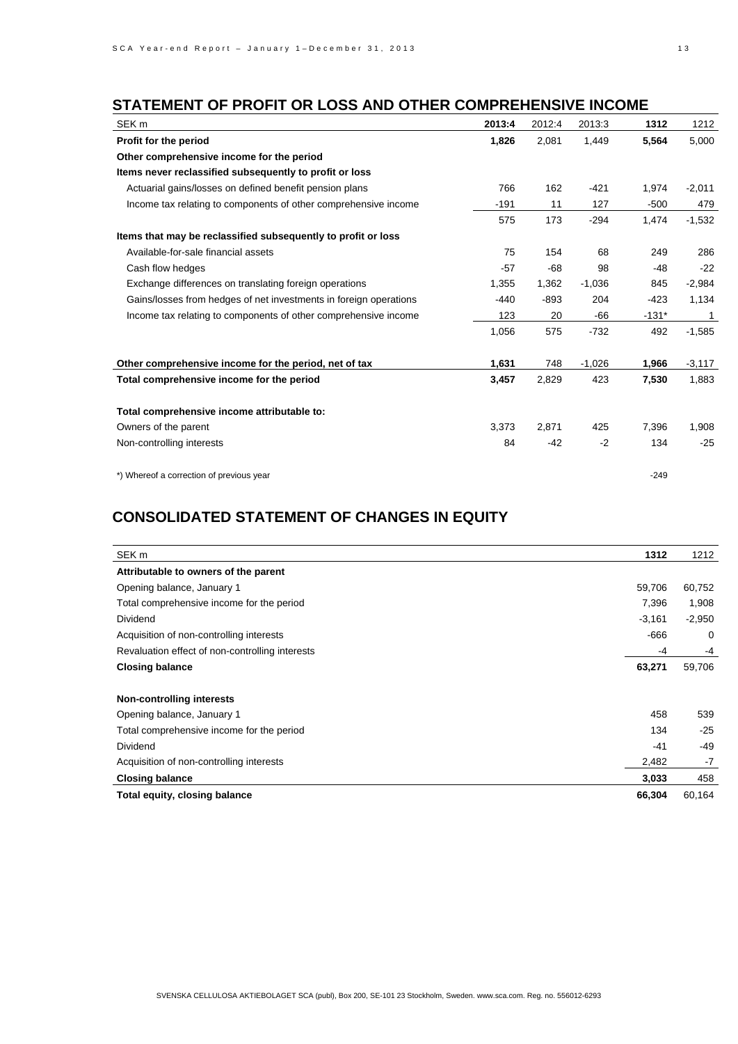## STATEMENT OF PROFIT OR LOSS AND OTHER COMPREHENSIVE INCOME

| SEK m | **2013:4** | 2012:4 | 2013:3 | **1312** | 1212 |
|---|---|---|---|---|---|
| **Profit for the period** | **1,826** | 2,081 | 1,449 | **5,564** | 5,000 |
| **Other comprehensive income for the period** | | | | | |
| **Items never reclassified subsequently to profit or loss** | | | | | |
| Actuarial gains/losses on defined benefit pension plans | 766 | 162 | -421 | 1,974 | -2,011 |
| Income tax relating to components of other comprehensive income | -191 | 11 | 127 | -500 | 479 |
| | 575 | 173 | -294 | 1,474 | -1,532 |
| **Items that may be reclassified subsequently to profit or loss** | | | | | |
| Available-for-sale financial assets | 75 | 154 | 68 | 249 | 286 |
| Cash flow hedges | -57 | -68 | 98 | -48 | -22 |
| Exchange differences on translating foreign operations | 1,355 | 1,362 | -1,036 | 845 | -2,984 |
| Gains/losses from hedges of net investments in foreign operations | -440 | -893 | 204 | -423 | 1,134 |
| Income tax relating to components of other comprehensive income | 123 | 20 | -66 | -131* | 1 |
| | 1,056 | 575 | -732 | 492 | -1,585 |
| **Other comprehensive income for the period, net of tax** | **1,631** | 748 | -1,026 | **1,966** | -3,117 |
| **Total comprehensive income for the period** | **3,457** | 2,829 | 423 | **7,530** | 1,883 |
| **Total comprehensive income attributable to:** | | | | | |
| Owners of the parent | 3,373 | 2,871 | 425 | 7,396 | 1,908 |
| Non-controlling interests | 84 | -42 | -2 | 134 | -25 |

*) Whereof a correction of previous year: -249 (1312)

## CONSOLIDATED STATEMENT OF CHANGES IN EQUITY

| SEK m | **1312** | 1212 |
|---|---|---|
| **Attributable to owners of the parent** | | |
| Opening balance, January 1 | 59,706 | 60,752 |
| Total comprehensive income for the period | 7,396 | 1,908 |
| Dividend | -3,161 | -2,950 |
| Acquisition of non-controlling interests | -666 | 0 |
| Revaluation effect of non-controlling interests | -4 | -4 |
| **Closing balance** | **63,271** | 59,706 |
| **Non-controlling interests** | | |
| Opening balance, January 1 | 458 | 539 |
| Total comprehensive income for the period | 134 | -25 |
| Dividend | -41 | -49 |
| Acquisition of non-controlling interests | 2,482 | -7 |
| **Closing balance** | **3,033** | 458 |
| **Total equity, closing balance** | **66,304** | 60,164 |

SVENSKA CELLULOSA AKTIEBOLAGET SCA (publ), Box 200, SE-101 23 Stockholm, Sweden. www.sca.com. Reg. no. 556012-6293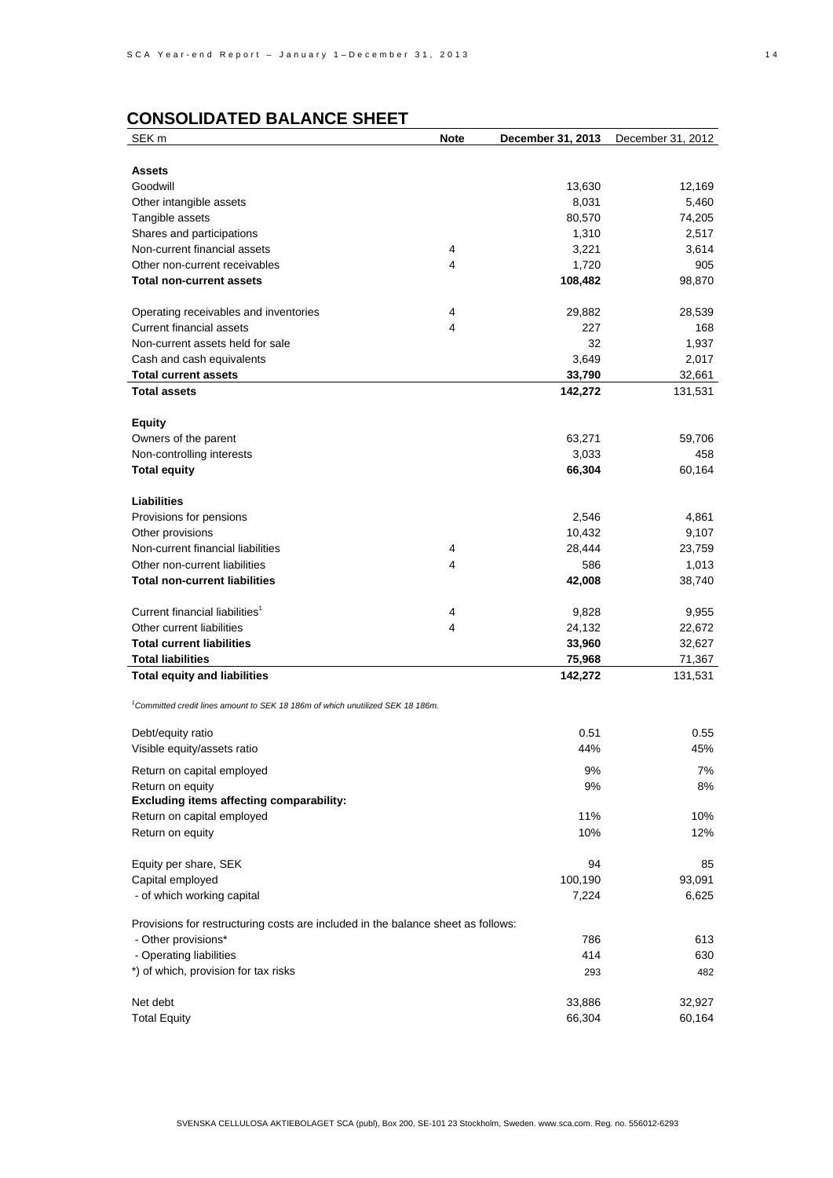## CONSOLIDATED BALANCE SHEET

| SEK m | Note | December 31, 2013 | December 31, 2012 |
|---|---|---|---|
| **Assets** | | | |
| Goodwill | | 13,630 | 12,169 |
| Other intangible assets | | 8,031 | 5,460 |
| Tangible assets | | 80,570 | 74,205 |
| Shares and participations | | 1,310 | 2,517 |
| Non-current financial assets | 4 | 3,221 | 3,614 |
| Other non-current receivables | 4 | 1,720 | 905 |
| **Total non-current assets** | | **108,482** | 98,870 |
| | | | |
| Operating receivables and inventories | 4 | 29,882 | 28,539 |
| Current financial assets | 4 | 227 | 168 |
| Non-current assets held for sale | | 32 | 1,937 |
| Cash and cash equivalents | | 3,649 | 2,017 |
| **Total current assets** | | **33,790** | 32,661 |
| **Total assets** | | **142,272** | 131,531 |
| | | | |
| **Equity** | | | |
| Owners of the parent | | 63,271 | 59,706 |
| Non-controlling interests | | 3,033 | 458 |
| **Total equity** | | **66,304** | 60,164 |
| | | | |
| **Liabilities** | | | |
| Provisions for pensions | | 2,546 | 4,861 |
| Other provisions | | 10,432 | 9,107 |
| Non-current financial liabilities | 4 | 28,444 | 23,759 |
| Other non-current liabilities | 4 | 586 | 1,013 |
| **Total non-current liabilities** | | **42,008** | 38,740 |
| | | | |
| Current financial liabilities[1] | 4 | 9,828 | 9,955 |
| Other current liabilities | 4 | 24,132 | 22,672 |
| **Total current liabilities** | | **33,960** | 32,627 |
| **Total liabilities** | | **75,968** | 71,367 |
| **Total equity and liabilities** | | **142,272** | 131,531 |

*[1]Committed credit lines amount to SEK 18 186m of which unutilized SEK 18 186m.*

| | | December 31, 2013 | December 31, 2012 |
|---|---|---|---|
| Debt/equity ratio | | 0.51 | 0.55 |
| Visible equity/assets ratio | | 44% | 45% |
| Return on capital employed | | 9% | 7% |
| Return on equity | | 9% | 8% |
| **Excluding items affecting comparability:** | | | |
| Return on capital employed | | 11% | 10% |
| Return on equity | | 10% | 12% |
| | | | |
| Equity per share, SEK | | 94 | 85 |
| Capital employed | | 100,190 | 93,091 |
| - of which working capital | | 7,224 | 6,625 |
| | | | |
| Provisions for restructuring costs are included in the balance sheet as follows: | | | |
| - Other provisions* | | 786 | 613 |
| - Operating liabilities | | 414 | 630 |
| *) of which, provision for tax risks | | 293 | 482 |
| | | | |
| Net debt | | 33,886 | 32,927 |
| Total Equity | | 66,304 | 60,164 |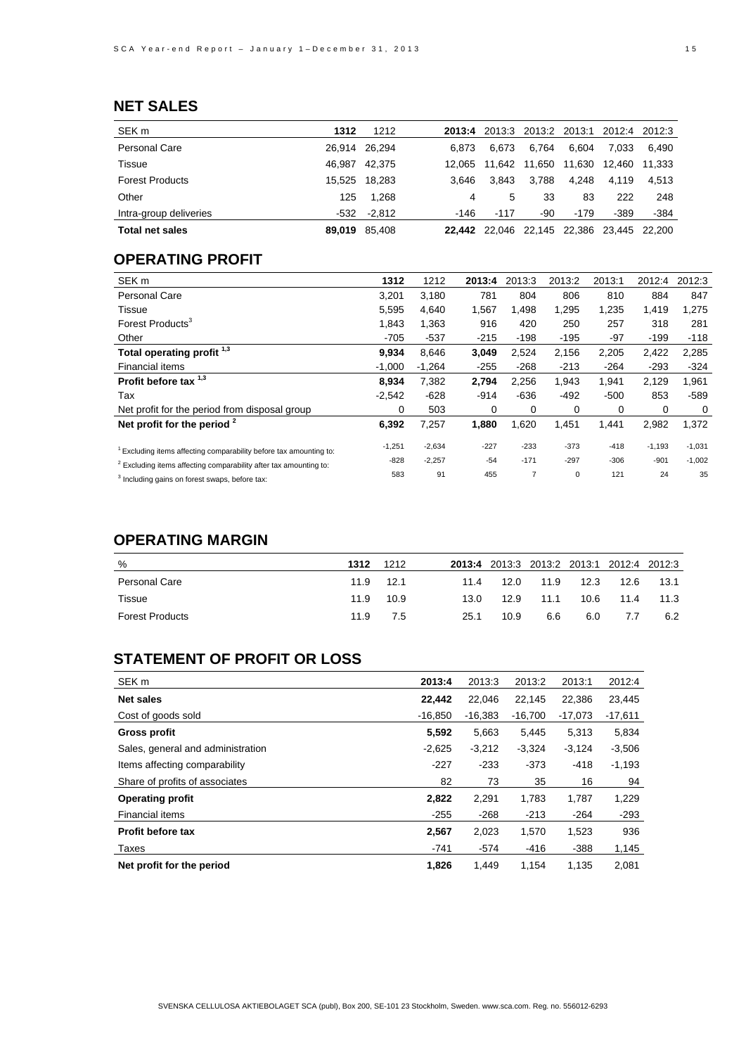## NET SALES

| SEK m | 1312 | 1212 | 2013:4 | 2013:3 | 2013:2 | 2013:1 | 2012:4 | 2012:3 |
|---|---|---|---|---|---|---|---|---|
| Personal Care | 26,914 | 26,294 | 6,873 | 6,673 | 6,764 | 6,604 | 7,033 | 6,490 |
| Tissue | 46,987 | 42,375 | 12,065 | 11,642 | 11,650 | 11,630 | 12,460 | 11,333 |
| Forest Products | 15,525 | 18,283 | 3,646 | 3,843 | 3,788 | 4,248 | 4,119 | 4,513 |
| Other | 125 | 1,268 | 4 | 5 | 33 | 83 | 222 | 248 |
| Intra-group deliveries | -532 | -2,812 | -146 | -117 | -90 | -179 | -389 | -384 |
| **Total net sales** | **89,019** | 85,408 | **22,442** | 22,046 | 22,145 | 22,386 | 23,445 | 22,200 |

## OPERATING PROFIT

| SEK m | 1312 | 1212 | 2013:4 | 2013:3 | 2013:2 | 2013:1 | 2012:4 | 2012:3 |
|---|---|---|---|---|---|---|---|---|
| Personal Care | 3,201 | 3,180 | 781 | 804 | 806 | 810 | 884 | 847 |
| Tissue | 5,595 | 4,640 | 1,567 | 1,498 | 1,295 | 1,235 | 1,419 | 1,275 |
| Forest Products[3] | 1,843 | 1,363 | 916 | 420 | 250 | 257 | 318 | 281 |
| Other | -705 | -537 | -215 | -198 | -195 | -97 | -199 | -118 |
| **Total operating profit [1,3]** | **9,934** | 8,646 | **3,049** | 2,524 | 2,156 | 2,205 | 2,422 | 2,285 |
| Financial items | -1,000 | -1,264 | -255 | -268 | -213 | -264 | -293 | -324 |
| **Profit before tax [1,3]** | **8,934** | 7,382 | **2,794** | 2,256 | 1,943 | 1,941 | 2,129 | 1,961 |
| Tax | -2,542 | -628 | -914 | -636 | -492 | -500 | 853 | -589 |
| Net profit for the period from disposal group | 0 | 503 | 0 | 0 | 0 | 0 | 0 | 0 |
| **Net profit for the period [2]** | **6,392** | 7,257 | **1,880** | 1,620 | 1,451 | 1,441 | 2,982 | 1,372 |
| [1] Excluding items affecting comparability before tax amounting to: | -1,251 | -2,634 | -227 | -233 | -373 | -418 | -1,193 | -1,031 |
| [2] Excluding items affecting comparability after tax amounting to: | -828 | -2,257 | -54 | -171 | -297 | -306 | -901 | -1,002 |
| [3] Including gains on forest swaps, before tax: | 583 | 91 | 455 | 7 | 0 | 121 | 24 | 35 |

## OPERATING MARGIN

| % | 1312 | 1212 | 2013:4 | 2013:3 | 2013:2 | 2013:1 | 2012:4 | 2012:3 |
|---|---|---|---|---|---|---|---|---|
| Personal Care | 11.9 | 12.1 | 11.4 | 12.0 | 11.9 | 12.3 | 12.6 | 13.1 |
| Tissue | 11.9 | 10.9 | 13.0 | 12.9 | 11.1 | 10.6 | 11.4 | 11.3 |
| Forest Products | 11.9 | 7.5 | 25.1 | 10.9 | 6.6 | 6.0 | 7.7 | 6.2 |

## STATEMENT OF PROFIT OR LOSS

| SEK m | 2013:4 | 2013:3 | 2013:2 | 2013:1 | 2012:4 |
|---|---|---|---|---|---|
| **Net sales** | **22,442** | 22,046 | 22,145 | 22,386 | 23,445 |
| Cost of goods sold | -16,850 | -16,383 | -16,700 | -17,073 | -17,611 |
| **Gross profit** | **5,592** | 5,663 | 5,445 | 5,313 | 5,834 |
| Sales, general and administration | -2,625 | -3,212 | -3,324 | -3,124 | -3,506 |
| Items affecting comparability | -227 | -233 | -373 | -418 | -1,193 |
| Share of profits of associates | 82 | 73 | 35 | 16 | 94 |
| **Operating profit** | **2,822** | 2,291 | 1,783 | 1,787 | 1,229 |
| Financial items | -255 | -268 | -213 | -264 | -293 |
| **Profit before tax** | **2,567** | 2,023 | 1,570 | 1,523 | 936 |
| Taxes | -741 | -574 | -416 | -388 | 1,145 |
| **Net profit for the period** | **1,826** | 1,449 | 1,154 | 1,135 | 2,081 |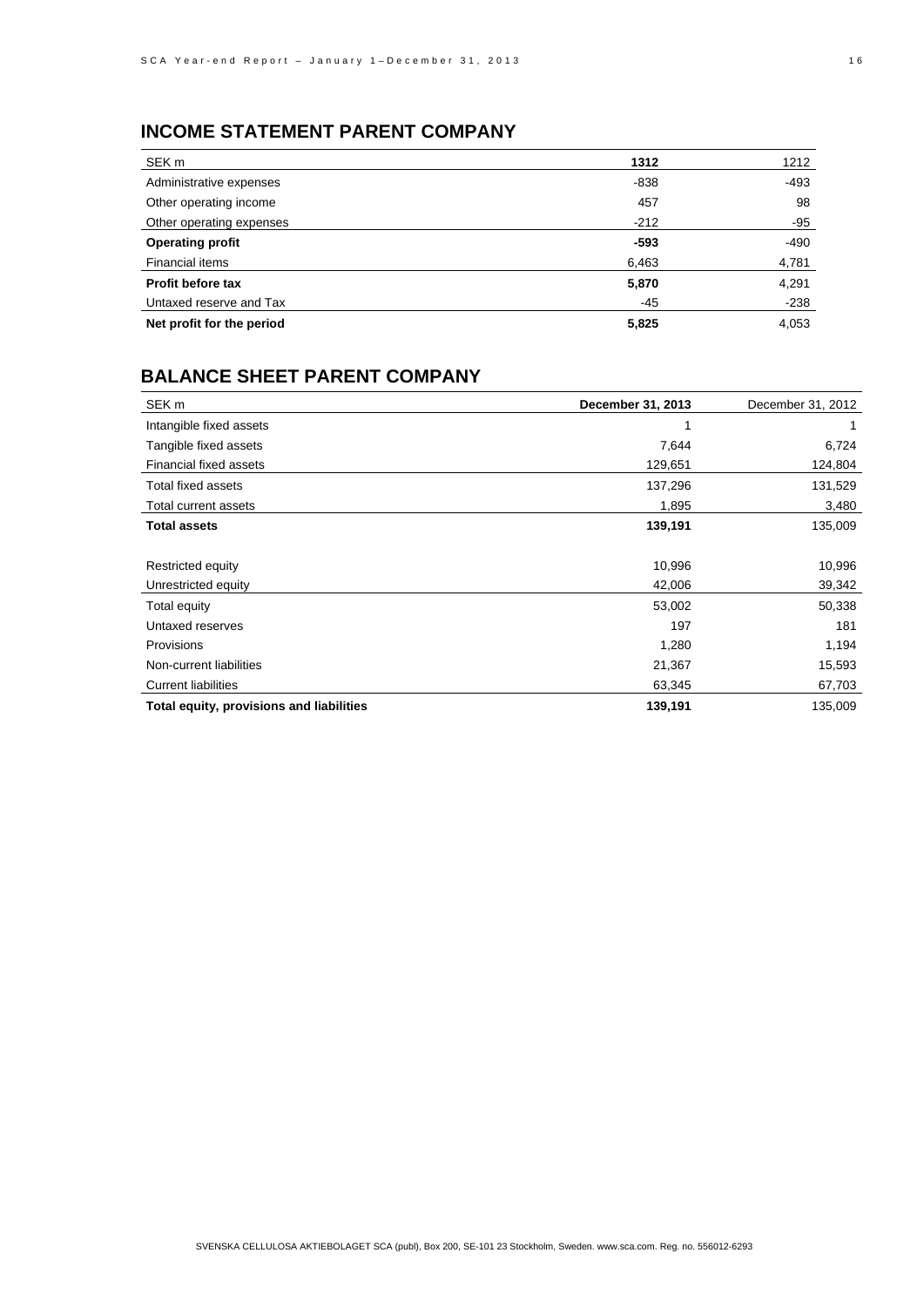## INCOME STATEMENT PARENT COMPANY

| SEK m | **1312** | 1212 |
|---|---|---|
| Administrative expenses | -838 | -493 |
| Other operating income | 457 | 98 |
| Other operating expenses | -212 | -95 |
| **Operating profit** | **-593** | -490 |
| Financial items | 6,463 | 4,781 |
| **Profit before tax** | **5,870** | 4,291 |
| Untaxed reserve and Tax | -45 | -238 |
| **Net profit for the period** | **5,825** | 4,053 |

## BALANCE SHEET PARENT COMPANY

| SEK m | **December 31, 2013** | December 31, 2012 |
|---|---|---|
| Intangible fixed assets | 1 | 1 |
| Tangible fixed assets | 7,644 | 6,724 |
| Financial fixed assets | 129,651 | 124,804 |
| Total fixed assets | 137,296 | 131,529 |
| Total current assets | 1,895 | 3,480 |
| **Total assets** | **139,191** | 135,009 |
| | | |
| Restricted equity | 10,996 | 10,996 |
| Unrestricted equity | 42,006 | 39,342 |
| Total equity | 53,002 | 50,338 |
| Untaxed reserves | 197 | 181 |
| Provisions | 1,280 | 1,194 |
| Non-current liabilities | 21,367 | 15,593 |
| Current liabilities | 63,345 | 67,703 |
| **Total equity, provisions and liabilities** | **139,191** | 135,009 |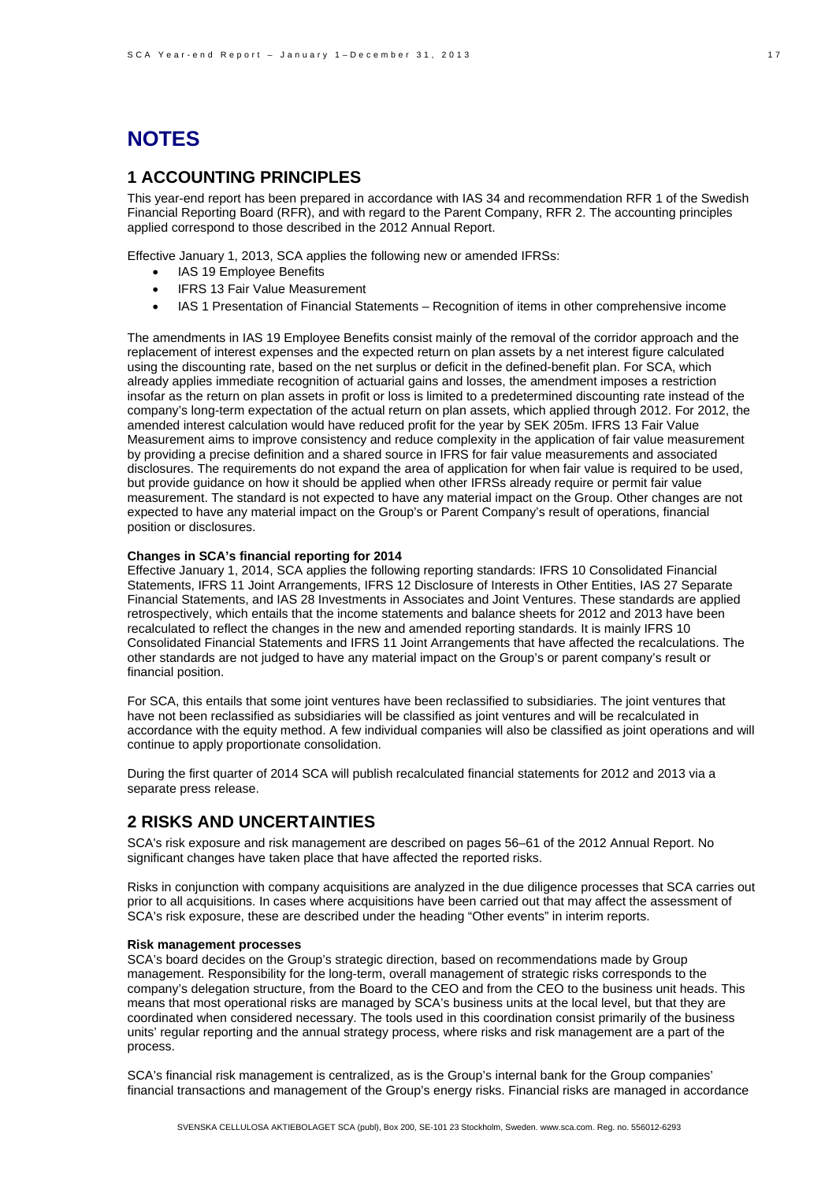# NOTES

## 1 ACCOUNTING PRINCIPLES

This year-end report has been prepared in accordance with IAS 34 and recommendation RFR 1 of the Swedish Financial Reporting Board (RFR), and with regard to the Parent Company, RFR 2. The accounting principles applied correspond to those described in the 2012 Annual Report.

Effective January 1, 2013, SCA applies the following new or amended IFRSs:

- IAS 19 Employee Benefits
- IFRS 13 Fair Value Measurement
- IAS 1 Presentation of Financial Statements – Recognition of items in other comprehensive income

The amendments in IAS 19 Employee Benefits consist mainly of the removal of the corridor approach and the replacement of interest expenses and the expected return on plan assets by a net interest figure calculated using the discounting rate, based on the net surplus or deficit in the defined-benefit plan. For SCA, which already applies immediate recognition of actuarial gains and losses, the amendment imposes a restriction insofar as the return on plan assets in profit or loss is limited to a predetermined discounting rate instead of the company's long-term expectation of the actual return on plan assets, which applied through 2012. For 2012, the amended interest calculation would have reduced profit for the year by SEK 205m. IFRS 13 Fair Value Measurement aims to improve consistency and reduce complexity in the application of fair value measurement by providing a precise definition and a shared source in IFRS for fair value measurements and associated disclosures. The requirements do not expand the area of application for when fair value is required to be used, but provide guidance on how it should be applied when other IFRSs already require or permit fair value measurement. The standard is not expected to have any material impact on the Group. Other changes are not expected to have any material impact on the Group's or Parent Company's result of operations, financial position or disclosures.

**Changes in SCA's financial reporting for 2014**

Effective January 1, 2014, SCA applies the following reporting standards: IFRS 10 Consolidated Financial Statements, IFRS 11 Joint Arrangements, IFRS 12 Disclosure of Interests in Other Entities, IAS 27 Separate Financial Statements, and IAS 28 Investments in Associates and Joint Ventures. These standards are applied retrospectively, which entails that the income statements and balance sheets for 2012 and 2013 have been recalculated to reflect the changes in the new and amended reporting standards. It is mainly IFRS 10 Consolidated Financial Statements and IFRS 11 Joint Arrangements that have affected the recalculations. The other standards are not judged to have any material impact on the Group's or parent company's result or financial position.

For SCA, this entails that some joint ventures have been reclassified to subsidiaries. The joint ventures that have not been reclassified as subsidiaries will be classified as joint ventures and will be recalculated in accordance with the equity method. A few individual companies will also be classified as joint operations and will continue to apply proportionate consolidation.

During the first quarter of 2014 SCA will publish recalculated financial statements for 2012 and 2013 via a separate press release.

## 2 RISKS AND UNCERTAINTIES

SCA's risk exposure and risk management are described on pages 56–61 of the 2012 Annual Report. No significant changes have taken place that have affected the reported risks.

Risks in conjunction with company acquisitions are analyzed in the due diligence processes that SCA carries out prior to all acquisitions. In cases where acquisitions have been carried out that may affect the assessment of SCA's risk exposure, these are described under the heading "Other events" in interim reports.

**Risk management processes**

SCA's board decides on the Group's strategic direction, based on recommendations made by Group management. Responsibility for the long-term, overall management of strategic risks corresponds to the company's delegation structure, from the Board to the CEO and from the CEO to the business unit heads. This means that most operational risks are managed by SCA's business units at the local level, but that they are coordinated when considered necessary. The tools used in this coordination consist primarily of the business units' regular reporting and the annual strategy process, where risks and risk management are a part of the process.

SCA's financial risk management is centralized, as is the Group's internal bank for the Group companies' financial transactions and management of the Group's energy risks. Financial risks are managed in accordance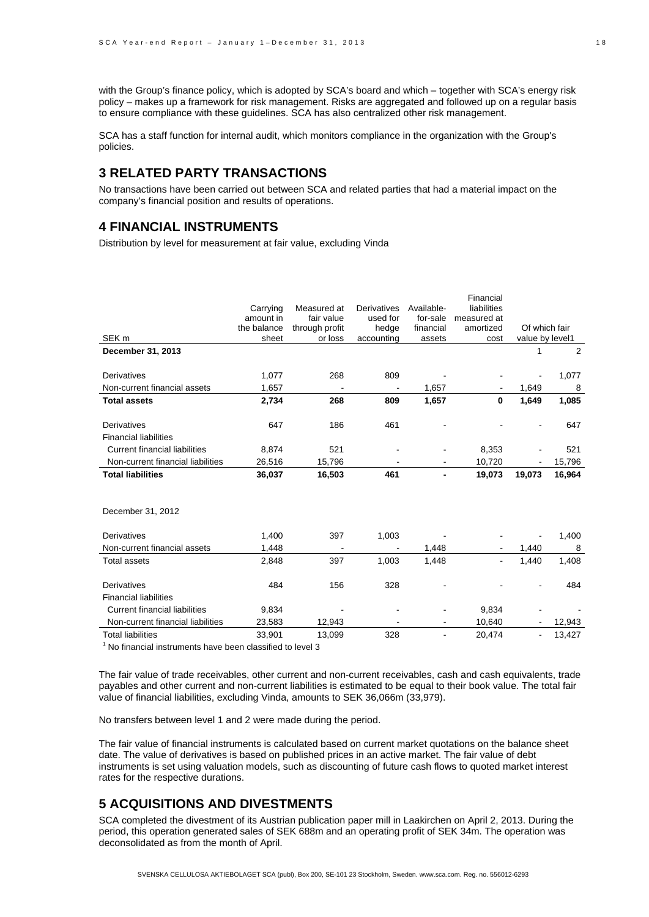with the Group's finance policy, which is adopted by SCA's board and which – together with SCA's energy risk policy – makes up a framework for risk management. Risks are aggregated and followed up on a regular basis to ensure compliance with these guidelines. SCA has also centralized other risk management.

SCA has a staff function for internal audit, which monitors compliance in the organization with the Group's policies.

## 3 RELATED PARTY TRANSACTIONS

No transactions have been carried out between SCA and related parties that had a material impact on the company's financial position and results of operations.

## 4 FINANCIAL INSTRUMENTS

Distribution by level for measurement at fair value, excluding Vinda

| SEK m | Carrying amount in the balance sheet | Measured at fair value through profit or loss | Derivatives used for hedge accounting | Available-for-sale financial assets | Financial liabilities measured at amortized cost | Of which fair value by level[1] | |
|---|---|---|---|---|---|---|---|
| **December 31, 2013** | | | | | | 1 | 2 |
| Derivatives | 1,077 | 268 | 809 | - | - | - | 1,077 |
| Non-current financial assets | 1,657 | - | - | 1,657 | - | 1,649 | 8 |
| **Total assets** | **2,734** | **268** | **809** | **1,657** | **0** | **1,649** | **1,085** |
| Derivatives | 647 | 186 | 461 | - | - | - | 647 |
| Financial liabilities | | | | | | | |
| Current financial liabilities | 8,874 | 521 | - | - | 8,353 | - | 521 |
| Non-current financial liabilities | 26,516 | 15,796 | - | - | 10,720 | - | 15,796 |
| **Total liabilities** | **36,037** | **16,503** | **461** | **-** | **19,073** | **19,073** | **16,964** |
| December 31, 2012 | | | | | | | |
| Derivatives | 1,400 | 397 | 1,003 | - | - | - | 1,400 |
| Non-current financial assets | 1,448 | - | - | 1,448 | - | 1,440 | 8 |
| Total assets | 2,848 | 397 | 1,003 | 1,448 | - | 1,440 | 1,408 |
| Derivatives | 484 | 156 | 328 | - | - | - | 484 |
| Financial liabilities | | | | | | | |
| Current financial liabilities | 9,834 | - | - | - | 9,834 | - | - |
| Non-current financial liabilities | 23,583 | 12,943 | - | - | 10,640 | - | 12,943 |
| Total liabilities | 33,901 | 13,099 | 328 | - | 20,474 | - | 13,427 |

[1] No financial instruments have been classified to level 3

The fair value of trade receivables, other current and non-current receivables, cash and cash equivalents, trade payables and other current and non-current liabilities is estimated to be equal to their book value. The total fair value of financial liabilities, excluding Vinda, amounts to SEK 36,066m (33,979).

No transfers between level 1 and 2 were made during the period.

The fair value of financial instruments is calculated based on current market quotations on the balance sheet date. The value of derivatives is based on published prices in an active market. The fair value of debt instruments is set using valuation models, such as discounting of future cash flows to quoted market interest rates for the respective durations.

## 5 ACQUISITIONS AND DIVESTMENTS

SCA completed the divestment of its Austrian publication paper mill in Laakirchen on April 2, 2013. During the period, this operation generated sales of SEK 688m and an operating profit of SEK 34m. The operation was deconsolidated as from the month of April.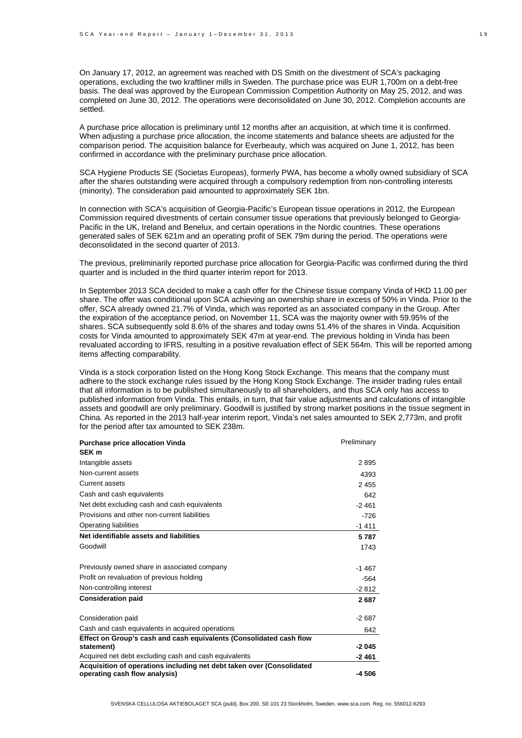On January 17, 2012, an agreement was reached with DS Smith on the divestment of SCA's packaging operations, excluding the two kraftliner mills in Sweden. The purchase price was EUR 1,700m on a debt-free basis. The deal was approved by the European Commission Competition Authority on May 25, 2012, and was completed on June 30, 2012. The operations were deconsolidated on June 30, 2012. Completion accounts are settled.

A purchase price allocation is preliminary until 12 months after an acquisition, at which time it is confirmed. When adjusting a purchase price allocation, the income statements and balance sheets are adjusted for the comparison period. The acquisition balance for Everbeauty, which was acquired on June 1, 2012, has been confirmed in accordance with the preliminary purchase price allocation.

SCA Hygiene Products SE (Societas Europeas), formerly PWA, has become a wholly owned subsidiary of SCA after the shares outstanding were acquired through a compulsory redemption from non-controlling interests (minority). The consideration paid amounted to approximately SEK 1bn.

In connection with SCA's acquisition of Georgia-Pacific's European tissue operations in 2012, the European Commission required divestments of certain consumer tissue operations that previously belonged to Georgia-Pacific in the UK, Ireland and Benelux, and certain operations in the Nordic countries. These operations generated sales of SEK 621m and an operating profit of SEK 79m during the period. The operations were deconsolidated in the second quarter of 2013.

The previous, preliminarily reported purchase price allocation for Georgia-Pacific was confirmed during the third quarter and is included in the third quarter interim report for 2013.

In September 2013 SCA decided to make a cash offer for the Chinese tissue company Vinda of HKD 11.00 per share. The offer was conditional upon SCA achieving an ownership share in excess of 50% in Vinda. Prior to the offer, SCA already owned 21.7% of Vinda, which was reported as an associated company in the Group. After the expiration of the acceptance period, on November 11, SCA was the majority owner with 59.95% of the shares. SCA subsequently sold 8.6% of the shares and today owns 51.4% of the shares in Vinda. Acquisition costs for Vinda amounted to approximately SEK 47m at year-end. The previous holding in Vinda has been revaluated according to IFRS, resulting in a positive revaluation effect of SEK 564m. This will be reported among items affecting comparability.

Vinda is a stock corporation listed on the Hong Kong Stock Exchange. This means that the company must adhere to the stock exchange rules issued by the Hong Kong Stock Exchange. The insider trading rules entail that all information is to be published simultaneously to all shareholders, and thus SCA only has access to published information from Vinda. This entails, in turn, that fair value adjustments and calculations of intangible assets and goodwill are only preliminary. Goodwill is justified by strong market positions in the tissue segment in China. As reported in the 2013 half-year interim report, Vinda's net sales amounted to SEK 2,773m, and profit for the period after tax amounted to SEK 238m.

| **Purchase price allocation Vinda**<br>**SEK m** | Preliminary |
|---|---|
| Intangible assets | 2 895 |
| Non-current assets | 4393 |
| Current assets | 2 455 |
| Cash and cash equivalents | 642 |
| Net debt excluding cash and cash equivalents | -2 461 |
| Provisions and other non-current liabilities | -726 |
| Operating liabilities | -1 411 |
| **Net identifiable assets and liabilities** | **5 787** |
| Goodwill | 1743 |
| | |
| Previously owned share in associated company | -1 467 |
| Profit on revaluation of previous holding | -564 |
| Non-controlling interest | -2 812 |
| **Consideration paid** | **2 687** |
| | |
| Consideration paid | -2 687 |
| Cash and cash equivalents in acquired operations | 642 |
| **Effect on Group's cash and cash equivalents (Consolidated cash flow statement)** | **-2 045** |
| Acquired net debt excluding cash and cash equivalents | **-2 461** |
| **Acquisition of operations including net debt taken over (Consolidated operating cash flow analysis)** | **-4 506** |